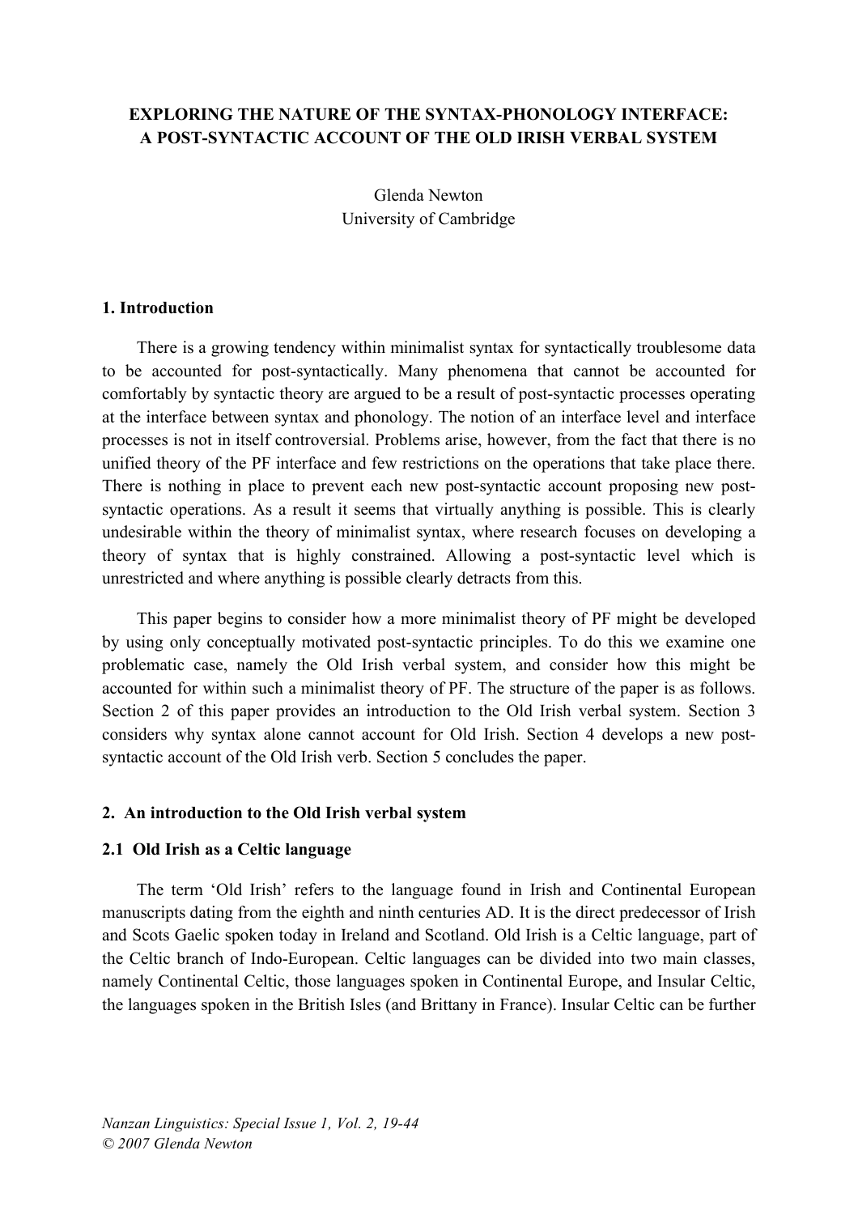# EXPLORING THE NATURE OF THE SYNTAX-PHONOLOGY INTERFACE: A POST-SYNTACTIC ACCOUNT OF THE OLD IRISH VERBAL SYSTEM

Glenda Newton
University of Cambridge

## 1. Introduction

There is a growing tendency within minimalist syntax for syntactically troublesome data to be accounted for post-syntactically. Many phenomena that cannot be accounted for comfortably by syntactic theory are argued to be a result of post-syntactic processes operating at the interface between syntax and phonology. The notion of an interface level and interface processes is not in itself controversial. Problems arise, however, from the fact that there is no unified theory of the PF interface and few restrictions on the operations that take place there. There is nothing in place to prevent each new post-syntactic account proposing new post-syntactic operations. As a result it seems that virtually anything is possible. This is clearly undesirable within the theory of minimalist syntax, where research focuses on developing a theory of syntax that is highly constrained. Allowing a post-syntactic level which is unrestricted and where anything is possible clearly detracts from this.

This paper begins to consider how a more minimalist theory of PF might be developed by using only conceptually motivated post-syntactic principles. To do this we examine one problematic case, namely the Old Irish verbal system, and consider how this might be accounted for within such a minimalist theory of PF. The structure of the paper is as follows. Section 2 of this paper provides an introduction to the Old Irish verbal system. Section 3 considers why syntax alone cannot account for Old Irish. Section 4 develops a new post-syntactic account of the Old Irish verb. Section 5 concludes the paper.

## 2. An introduction to the Old Irish verbal system

### 2.1 Old Irish as a Celtic language

The term 'Old Irish' refers to the language found in Irish and Continental European manuscripts dating from the eighth and ninth centuries AD. It is the direct predecessor of Irish and Scots Gaelic spoken today in Ireland and Scotland. Old Irish is a Celtic language, part of the Celtic branch of Indo-European. Celtic languages can be divided into two main classes, namely Continental Celtic, those languages spoken in Continental Europe, and Insular Celtic, the languages spoken in the British Isles (and Brittany in France). Insular Celtic can be further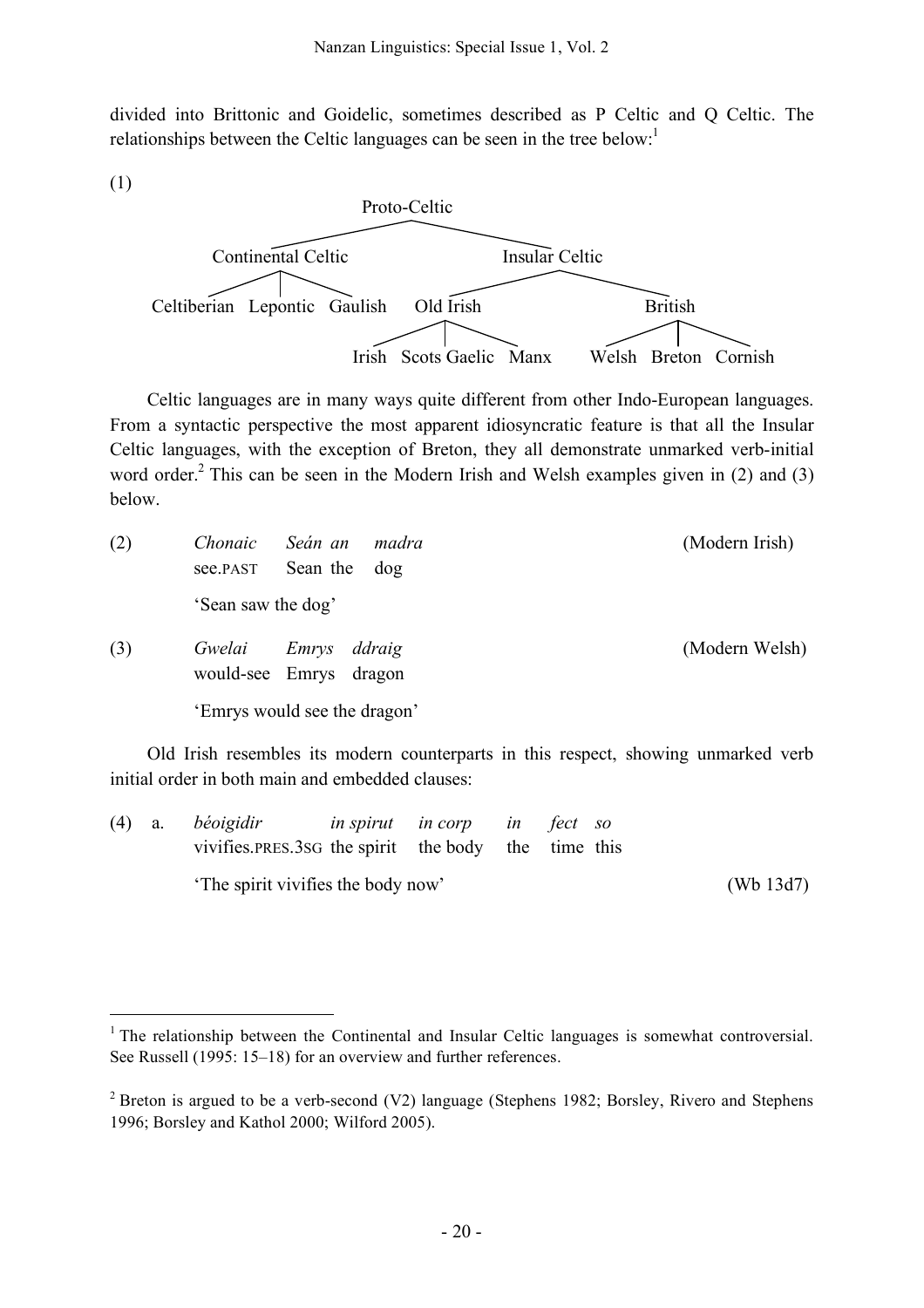divided into Brittonic and Goidelic, sometimes described as P Celtic and Q Celtic. The relationships between the Celtic languages can be seen in the tree below:[1]

(1)

```
                         Proto-Celtic
              ┌───────────────┴───────────────┐
      Continental Celtic                 Insular Celtic
    ┌─────────┼─────────┐           ┌─────────┴─────────┐
Celtiberian Lepontic Gaulish     Old Irish           British
                               ┌─────┼─────┐     ┌─────┼─────┐
                             Irish Scots  Manx  Welsh Breton Cornish
                                   Gaelic
```

Celtic languages are in many ways quite different from other Indo-European languages. From a syntactic perspective the most apparent idiosyncratic feature is that all the Insular Celtic languages, with the exception of Breton, they all demonstrate unmarked verb-initial word order.[2] This can be seen in the Modern Irish and Welsh examples given in (2) and (3) below.

(2) *Chonaic* *Seán* *an* *madra* (Modern Irish)
see.PAST Sean the dog
'Sean saw the dog'

(3) *Gwelai* *Emrys* *ddraig* (Modern Welsh)
would-see Emrys dragon
'Emrys would see the dragon'

Old Irish resembles its modern counterparts in this respect, showing unmarked verb initial order in both main and embedded clauses:

(4) a. *béoigidir* *in spirut* *in corp* *in* *fect* *so*
vivifies.PRES.3SG the spirit the body the time this
'The spirit vivifies the body now' (Wb 13d7)

---

[1] The relationship between the Continental and Insular Celtic languages is somewhat controversial. See Russell (1995: 15–18) for an overview and further references.

[2] Breton is argued to be a verb-second (V2) language (Stephens 1982; Borsley, Rivero and Stephens 1996; Borsley and Kathol 2000; Wilford 2005).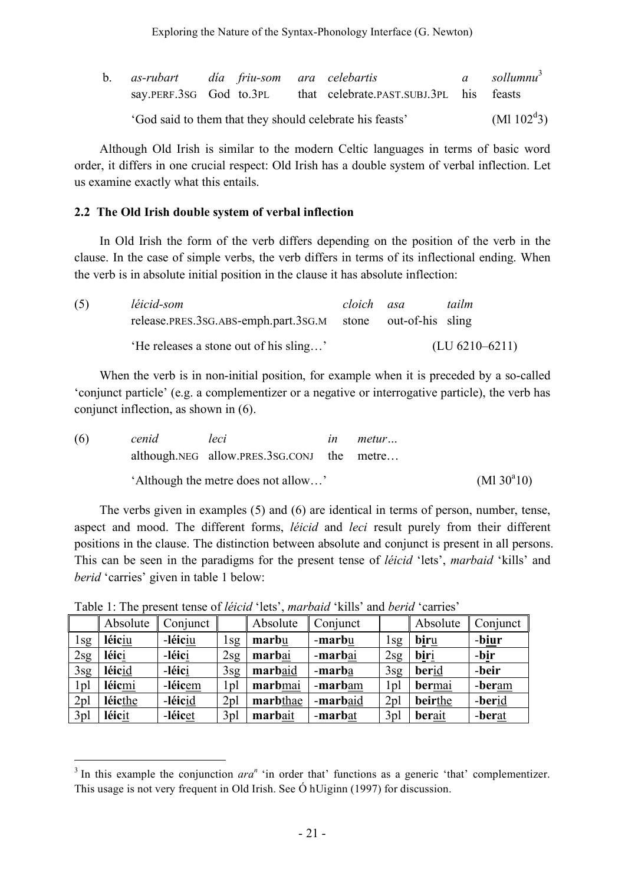b. *as-rubart* *día* *friu-som* *ara* *celebartis* *a* *sollumnu*[3]
say.PERF.3SG God to.3PL that celebrate.PAST.SUBJ.3PL his feasts

'God said to them that they should celebrate his feasts' (Ml 102[d]3)

Although Old Irish is similar to the modern Celtic languages in terms of basic word order, it differs in one crucial respect: Old Irish has a double system of verbal inflection. Let us examine exactly what this entails.

### 2.2 The Old Irish double system of verbal inflection

In Old Irish the form of the verb differs depending on the position of the verb in the clause. In the case of simple verbs, the verb differs in terms of its inflectional ending. When the verb is in absolute initial position in the clause it has absolute inflection:

(5) *léicid-som* *cloich* *asa* *tailm*
release.PRES.3SG.ABS-emph.part.3SG.M stone out-of-his sling

'He releases a stone out of his sling…' (LU 6210–6211)

When the verb is in non-initial position, for example when it is preceded by a so-called 'conjunct particle' (e.g. a complementizer or a negative or interrogative particle), the verb has conjunct inflection, as shown in (6).

(6) *cenid* *leci* *in* *metur…*
although.NEG allow.PRES.3SG.CONJ the metre…

'Although the metre does not allow…' (Ml 30[a]10)

The verbs given in examples (5) and (6) are identical in terms of person, number, tense, aspect and mood. The different forms, *léicid* and *leci* result purely from their different positions in the clause. The distinction between absolute and conjunct is present in all persons. This can be seen in the paradigms for the present tense of *léicid* 'lets', *marbaid* 'kills' and *berid* 'carries' given in table 1 below:

Table 1: The present tense of *léicid* 'lets', *marbaid* 'kills' and *berid* 'carries'

| | Absolute | Conjunct | | Absolute | Conjunct | | Absolute | Conjunct |
|---|---|---|---|---|---|---|---|---|
| 1sg | **léic**<u>iu</u> | -**léic**<u>iu</u> | 1sg | **marb**<u>u</u> | -**marb**<u>u</u> | 1sg | **b**<u>i</u>**r**<u>u</u> | -**b**<u>iu</u>**r** |
| 2sg | **léic**<u>i</u> | -**léic**<u>i</u> | 2sg | **marb**<u>ai</u> | -**marb**<u>ai</u> | 2sg | **b**<u>i</u>**r**<u>i</u> | -**b**<u>i</u>**r** |
| 3sg | **léic**<u>id</u> | -**léic**<u>i</u> | 3sg | **marb**<u>aid</u> | -**marb**<u>a</u> | 3sg | **ber**<u>id</u> | -**beir** |
| 1pl | **léic**<u>mi</u> | -**léic**<u>em</u> | 1pl | **marb**<u>mai</u> | -**marb**<u>am</u> | 1pl | **ber**<u>mai</u> | -**ber**<u>am</u> |
| 2pl | **léic**<u>the</u> | -**léic**<u>id</u> | 2pl | **marb**<u>thae</u> | -**marb**<u>aid</u> | 2pl | **beir**<u>the</u> | -**ber**<u>id</u> |
| 3pl | **léic**<u>it</u> | -**léic**<u>et</u> | 3pl | **marb**<u>ait</u> | -**marb**<u>at</u> | 3pl | **ber**<u>ait</u> | -**ber**<u>at</u> |

[3] In this example the conjunction *ara*[n] 'in order that' functions as a generic 'that' complementizer. This usage is not very frequent in Old Irish. See Ó hUiginn (1997) for discussion.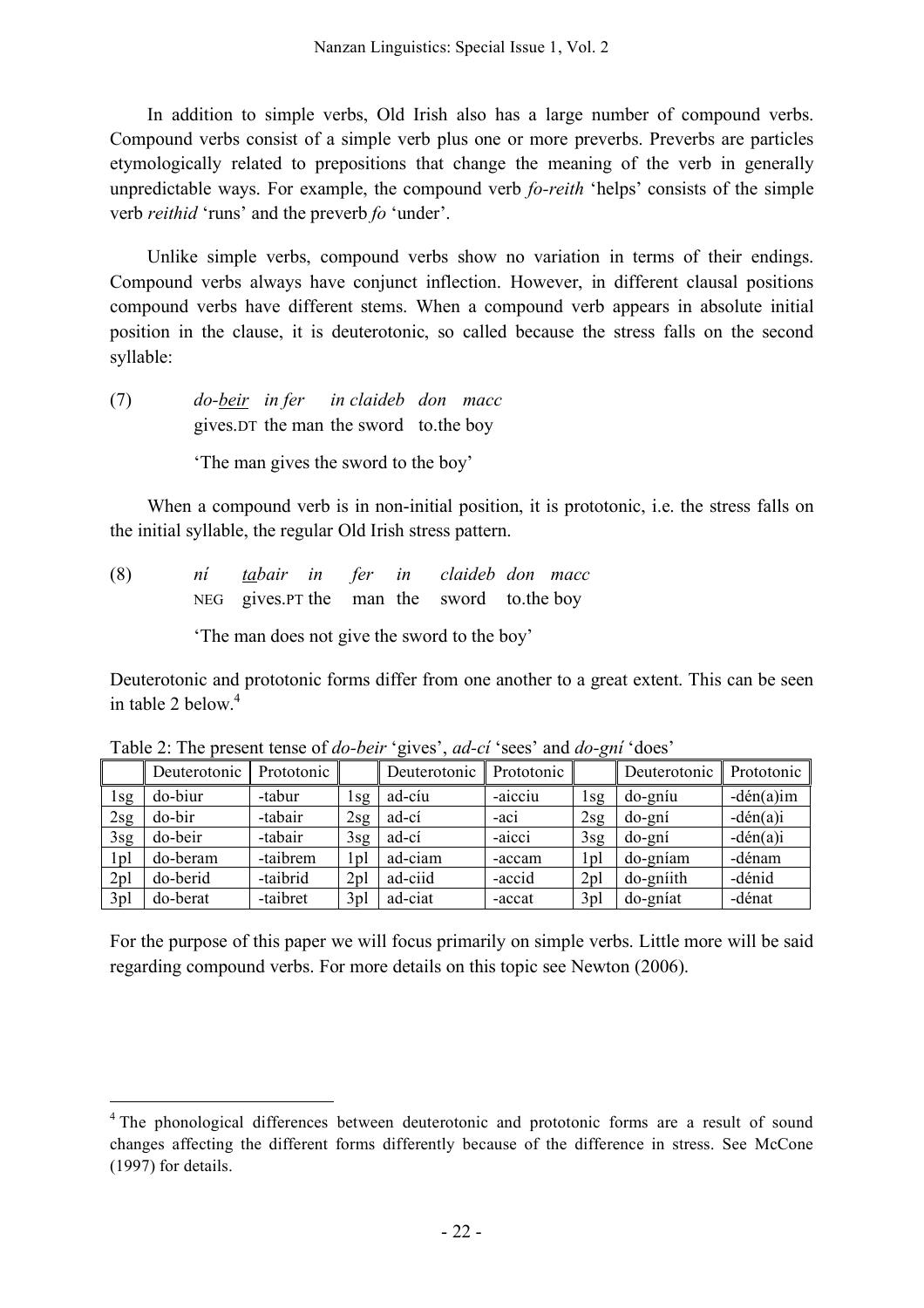In addition to simple verbs, Old Irish also has a large number of compound verbs. Compound verbs consist of a simple verb plus one or more preverbs. Preverbs are particles etymologically related to prepositions that change the meaning of the verb in generally unpredictable ways. For example, the compound verb *fo-reith* 'helps' consists of the simple verb *reithid* 'runs' and the preverb *fo* 'under'.

Unlike simple verbs, compound verbs show no variation in terms of their endings. Compound verbs always have conjunct inflection. However, in different clausal positions compound verbs have different stems. When a compound verb appears in absolute initial position in the clause, it is deuterotonic, so called because the stress falls on the second syllable:

(7) *do-<u>beir</u> in fer in claideb don macc*
gives.DT the man the sword to.the boy

'The man gives the sword to the boy'

When a compound verb is in non-initial position, it is prototonic, i.e. the stress falls on the initial syllable, the regular Old Irish stress pattern.

(8) *ní <u>ta</u>bair in fer in claideb don macc*
NEG gives.PT the man the sword to.the boy

'The man does not give the sword to the boy'

Deuterotonic and prototonic forms differ from one another to a great extent. This can be seen in table 2 below.[4]

Table 2: The present tense of *do-beir* 'gives', *ad-cí* 'sees' and *do-gní* 'does'

| | Deuterotonic | Prototonic | | Deuterotonic | Prototonic | | Deuterotonic | Prototonic |
|---|---|---|---|---|---|---|---|---|
| 1sg | do-biur | -tabur | 1sg | ad-cíu | -aicciu | 1sg | do-gníu | -dén(a)im |
| 2sg | do-bir | -tabair | 2sg | ad-cí | -aci | 2sg | do-gní | -dén(a)i |
| 3sg | do-beir | -tabair | 3sg | ad-cí | -aicci | 3sg | do-gní | -dén(a)i |
| 1pl | do-beram | -taibrem | 1pl | ad-ciam | -accam | 1pl | do-gníam | -dénam |
| 2pl | do-berid | -taibrid | 2pl | ad-ciid | -accid | 2pl | do-gníith | -dénid |
| 3pl | do-berat | -taibret | 3pl | ad-ciat | -accat | 3pl | do-gníat | -dénat |

For the purpose of this paper we will focus primarily on simple verbs. Little more will be said regarding compound verbs. For more details on this topic see Newton (2006).

[4] The phonological differences between deuterotonic and prototonic forms are a result of sound changes affecting the different forms differently because of the difference in stress. See McCone (1997) for details.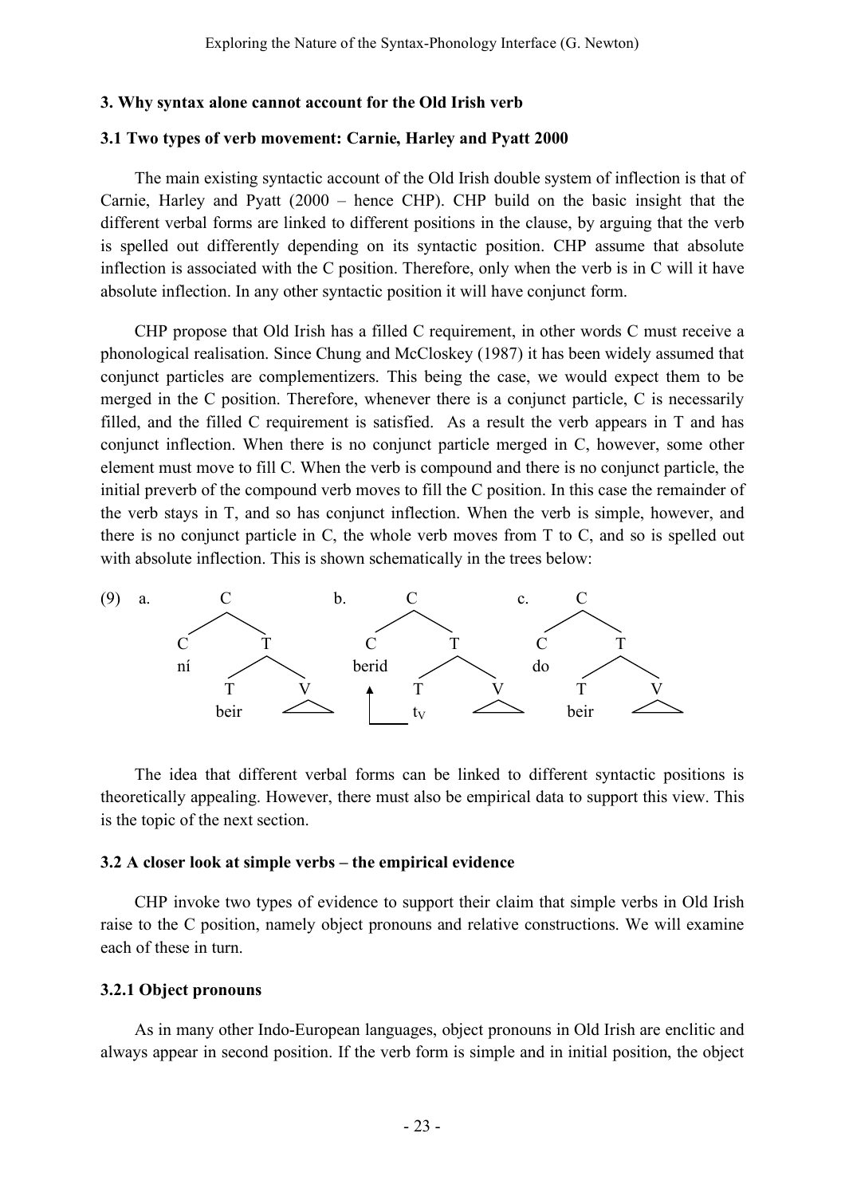### 3. Why syntax alone cannot account for the Old Irish verb

#### 3.1 Two types of verb movement: Carnie, Harley and Pyatt 2000

The main existing syntactic account of the Old Irish double system of inflection is that of Carnie, Harley and Pyatt (2000 – hence CHP). CHP build on the basic insight that the different verbal forms are linked to different positions in the clause, by arguing that the verb is spelled out differently depending on its syntactic position. CHP assume that absolute inflection is associated with the C position. Therefore, only when the verb is in C will it have absolute inflection. In any other syntactic position it will have conjunct form.

CHP propose that Old Irish has a filled C requirement, in other words C must receive a phonological realisation. Since Chung and McCloskey (1987) it has been widely assumed that conjunct particles are complementizers. This being the case, we would expect them to be merged in the C position. Therefore, whenever there is a conjunct particle, C is necessarily filled, and the filled C requirement is satisfied. As a result the verb appears in T and has conjunct inflection. When there is no conjunct particle merged in C, however, some other element must move to fill C. When the verb is compound and there is no conjunct particle, the initial preverb of the compound verb moves to fill the C position. In this case the remainder of the verb stays in T, and so has conjunct inflection. When the verb is simple, however, and there is no conjunct particle in C, the whole verb moves from T to C, and so is spelled out with absolute inflection. This is shown schematically in the trees below:

(9) a. [C [C ní] [T [T beir] [V ]]]

b. [C [C berid] [T [T $t_V$] [V ]]] (berid moved from T to C)

c. [C [C do] [T [T beir] [V ]]]

The idea that different verbal forms can be linked to different syntactic positions is theoretically appealing. However, there must also be empirical data to support this view. This is the topic of the next section.

#### 3.2 A closer look at simple verbs – the empirical evidence

CHP invoke two types of evidence to support their claim that simple verbs in Old Irish raise to the C position, namely object pronouns and relative constructions. We will examine each of these in turn.

##### 3.2.1 Object pronouns

As in many other Indo-European languages, object pronouns in Old Irish are enclitic and always appear in second position. If the verb form is simple and in initial position, the object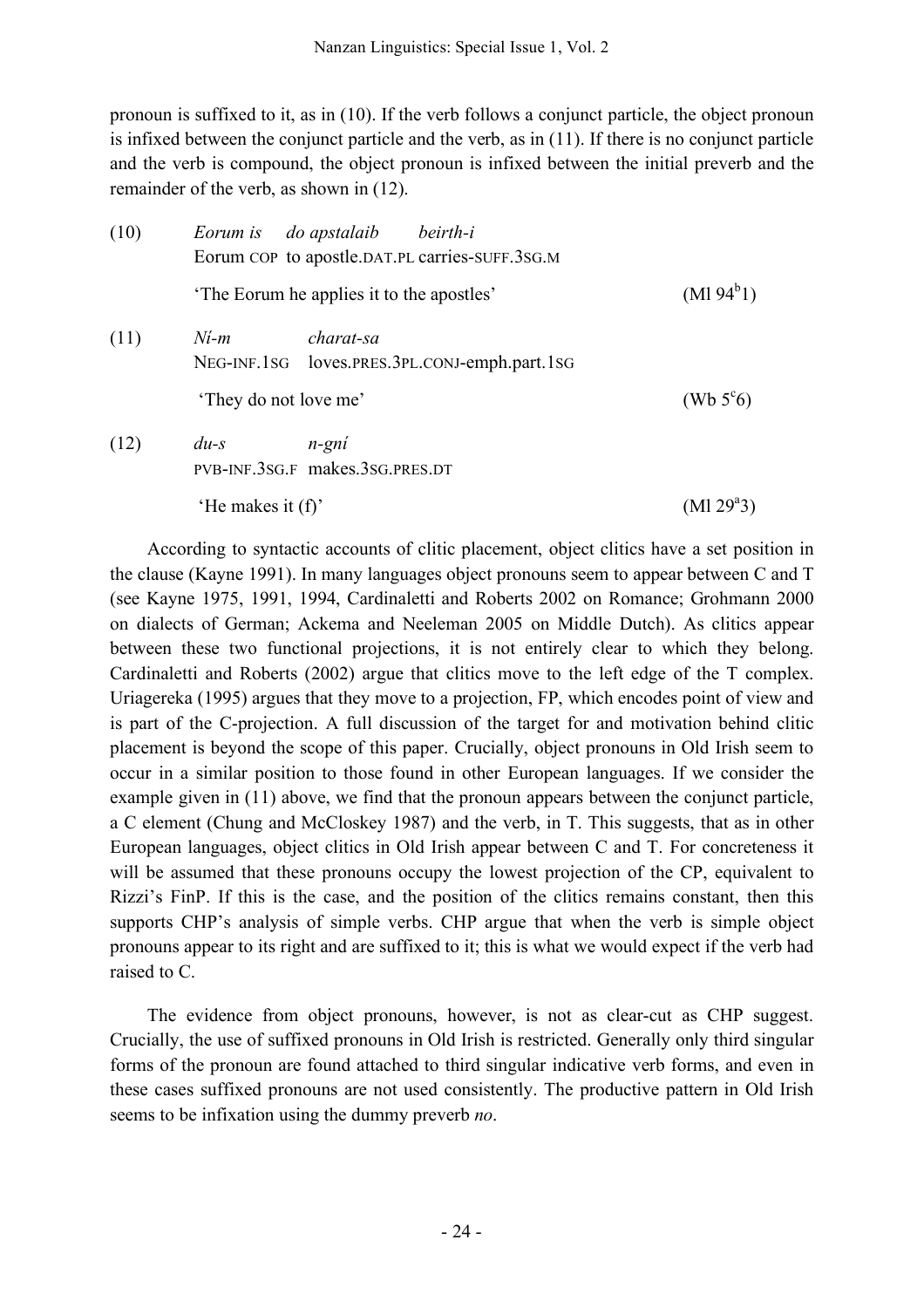pronoun is suffixed to it, as in (10). If the verb follows a conjunct particle, the object pronoun is infixed between the conjunct particle and the verb, as in (11). If there is no conjunct particle and the verb is compound, the object pronoun is infixed between the initial preverb and the remainder of the verb, as shown in (12).

(10) *Eorum is do apstalaib beirth-i*
Eorum COP to apostle.DAT.PL carries-SUFF.3SG.M
'The Eorum he applies it to the apostles' (Ml 94[b]1)

(11) *Ní-m charat-sa*
NEG-INF.1SG loves.PRES.3PL.CONJ-emph.part.1SG
'They do not love me' (Wb 5[c]6)

(12) *du-s n-gní*
PVB-INF.3SG.F makes.3SG.PRES.DT
'He makes it (f)' (Ml 29[a]3)

According to syntactic accounts of clitic placement, object clitics have a set position in the clause (Kayne 1991). In many languages object pronouns seem to appear between C and T (see Kayne 1975, 1991, 1994, Cardinaletti and Roberts 2002 on Romance; Grohmann 2000 on dialects of German; Ackema and Neeleman 2005 on Middle Dutch). As clitics appear between these two functional projections, it is not entirely clear to which they belong. Cardinaletti and Roberts (2002) argue that clitics move to the left edge of the T complex. Uriagereka (1995) argues that they move to a projection, FP, which encodes point of view and is part of the C-projection. A full discussion of the target for and motivation behind clitic placement is beyond the scope of this paper. Crucially, object pronouns in Old Irish seem to occur in a similar position to those found in other European languages. If we consider the example given in (11) above, we find that the pronoun appears between the conjunct particle, a C element (Chung and McCloskey 1987) and the verb, in T. This suggests, that as in other European languages, object clitics in Old Irish appear between C and T. For concreteness it will be assumed that these pronouns occupy the lowest projection of the CP, equivalent to Rizzi's FinP. If this is the case, and the position of the clitics remains constant, then this supports CHP's analysis of simple verbs. CHP argue that when the verb is simple object pronouns appear to its right and are suffixed to it; this is what we would expect if the verb had raised to C.

The evidence from object pronouns, however, is not as clear-cut as CHP suggest. Crucially, the use of suffixed pronouns in Old Irish is restricted. Generally only third singular forms of the pronoun are found attached to third singular indicative verb forms, and even in these cases suffixed pronouns are not used consistently. The productive pattern in Old Irish seems to be infixation using the dummy preverb *no*.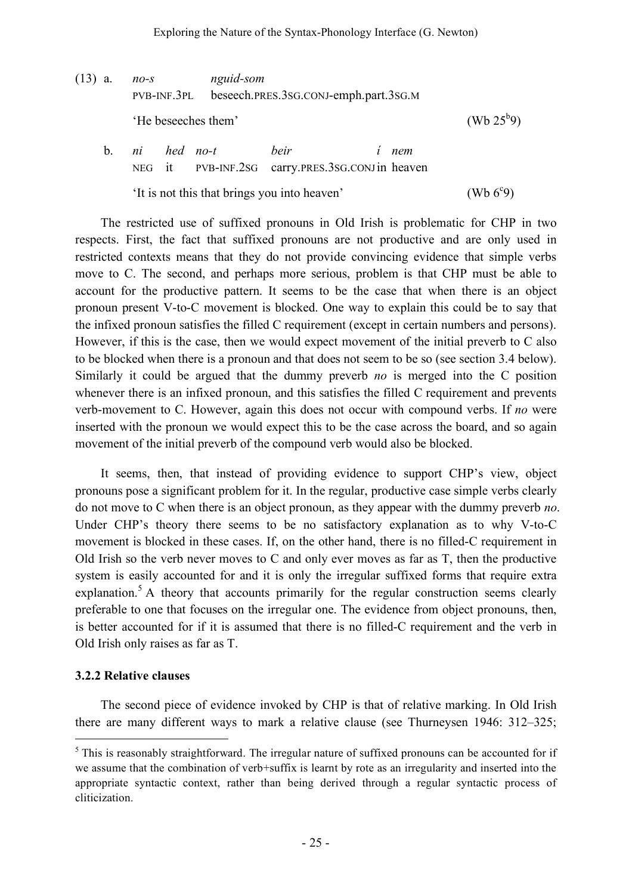(13) a. *no-s* *nguid-som*
PVB-INF.3PL beseech.PRES.3SG.CONJ-emph.part.3SG.M

'He beseeches them' (Wb 25ᵇ9)

b. *ni* *hed* *no-t* *beir* *í* *nem*
NEG it PVB-INF.2SG carry.PRES.3SG.CONJ in heaven

'It is not this that brings you into heaven' (Wb 6ᶜ9)

The restricted use of suffixed pronouns in Old Irish is problematic for CHP in two respects. First, the fact that suffixed pronouns are not productive and are only used in restricted contexts means that they do not provide convincing evidence that simple verbs move to C. The second, and perhaps more serious, problem is that CHP must be able to account for the productive pattern. It seems to be the case that when there is an object pronoun present V-to-C movement is blocked. One way to explain this could be to say that the infixed pronoun satisfies the filled C requirement (except in certain numbers and persons). However, if this is the case, then we would expect movement of the initial preverb to C also to be blocked when there is a pronoun and that does not seem to be so (see section 3.4 below). Similarly it could be argued that the dummy preverb *no* is merged into the C position whenever there is an infixed pronoun, and this satisfies the filled C requirement and prevents verb-movement to C. However, again this does not occur with compound verbs. If *no* were inserted with the pronoun we would expect this to be the case across the board, and so again movement of the initial preverb of the compound verb would also be blocked.

It seems, then, that instead of providing evidence to support CHP's view, object pronouns pose a significant problem for it. In the regular, productive case simple verbs clearly do not move to C when there is an object pronoun, as they appear with the dummy preverb *no*. Under CHP's theory there seems to be no satisfactory explanation as to why V-to-C movement is blocked in these cases. If, on the other hand, there is no filled-C requirement in Old Irish so the verb never moves to C and only ever moves as far as T, then the productive system is easily accounted for and it is only the irregular suffixed forms that require extra explanation.[5] A theory that accounts primarily for the regular construction seems clearly preferable to one that focuses on the irregular one. The evidence from object pronouns, then, is better accounted for if it is assumed that there is no filled-C requirement and the verb in Old Irish only raises as far as T.

### 3.2.2 Relative clauses

The second piece of evidence invoked by CHP is that of relative marking. In Old Irish there are many different ways to mark a relative clause (see Thurneysen 1946: 312–325;

[5] This is reasonably straightforward. The irregular nature of suffixed pronouns can be accounted for if we assume that the combination of verb+suffix is learnt by rote as an irregularity and inserted into the appropriate syntactic context, rather than being derived through a regular syntactic process of cliticization.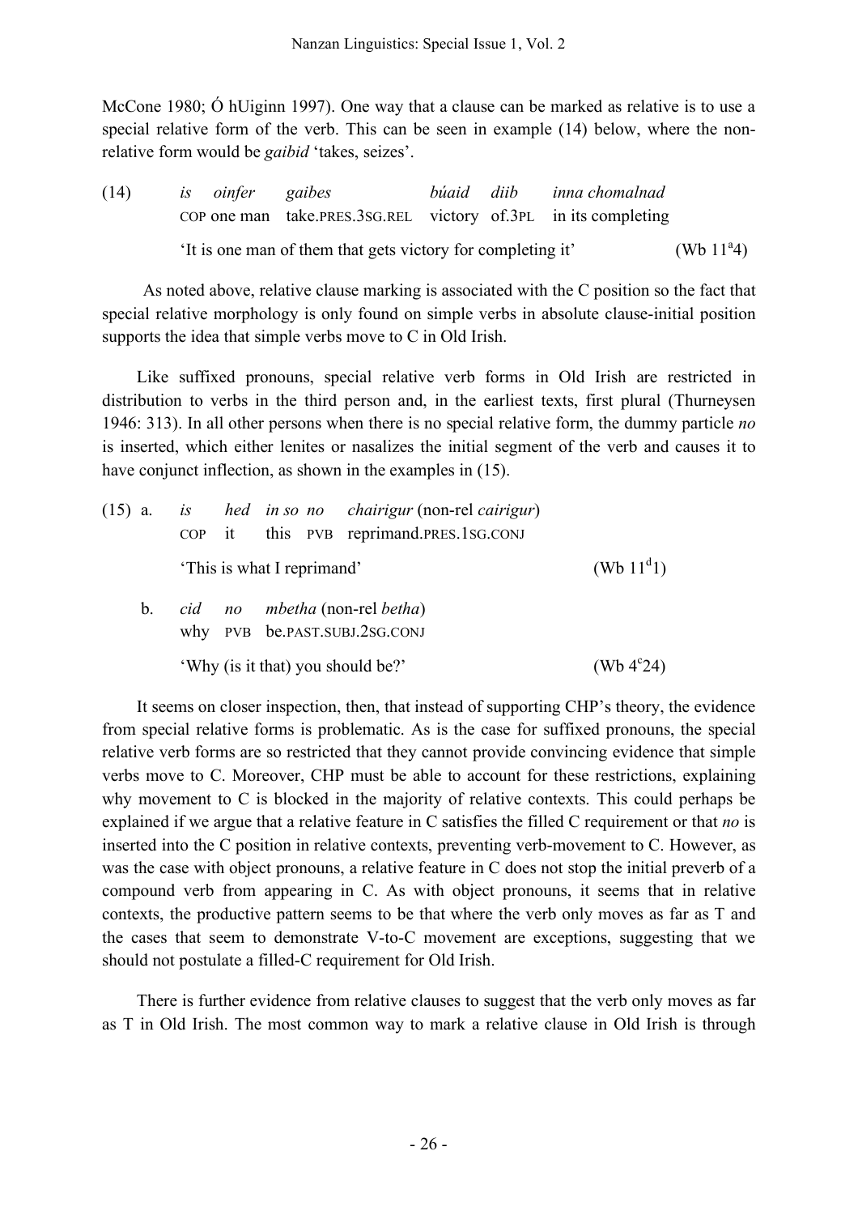McCone 1980; Ó hUiginn 1997). One way that a clause can be marked as relative is to use a special relative form of the verb. This can be seen in example (14) below, where the non-relative form would be *gaibid* 'takes, seizes'.

(14) *is oinfer gaibes búaid diib inna chomalnad*
COP one man take.PRES.3SG.REL victory of.3PL in its completing
'It is one man of them that gets victory for completing it' (Wb 11[a]4)

As noted above, relative clause marking is associated with the C position so the fact that special relative morphology is only found on simple verbs in absolute clause-initial position supports the idea that simple verbs move to C in Old Irish.

Like suffixed pronouns, special relative verb forms in Old Irish are restricted in distribution to verbs in the third person and, in the earliest texts, first plural (Thurneysen 1946: 313). In all other persons when there is no special relative form, the dummy particle *no* is inserted, which either lenites or nasalizes the initial segment of the verb and causes it to have conjunct inflection, as shown in the examples in (15).

(15) a. *is hed in so no chairigur* (non-rel *cairigur*)
COP it this PVB reprimand.PRES.1SG.CONJ
'This is what I reprimand' (Wb 11[d]1)

b. *cid no mbetha* (non-rel *betha*)
why PVB be.PAST.SUBJ.2SG.CONJ
'Why (is it that) you should be?' (Wb 4[c]24)

It seems on closer inspection, then, that instead of supporting CHP's theory, the evidence from special relative forms is problematic. As is the case for suffixed pronouns, the special relative verb forms are so restricted that they cannot provide convincing evidence that simple verbs move to C. Moreover, CHP must be able to account for these restrictions, explaining why movement to C is blocked in the majority of relative contexts. This could perhaps be explained if we argue that a relative feature in C satisfies the filled C requirement or that *no* is inserted into the C position in relative contexts, preventing verb-movement to C. However, as was the case with object pronouns, a relative feature in C does not stop the initial preverb of a compound verb from appearing in C. As with object pronouns, it seems that in relative contexts, the productive pattern seems to be that where the verb only moves as far as T and the cases that seem to demonstrate V-to-C movement are exceptions, suggesting that we should not postulate a filled-C requirement for Old Irish.

There is further evidence from relative clauses to suggest that the verb only moves as far as T in Old Irish. The most common way to mark a relative clause in Old Irish is through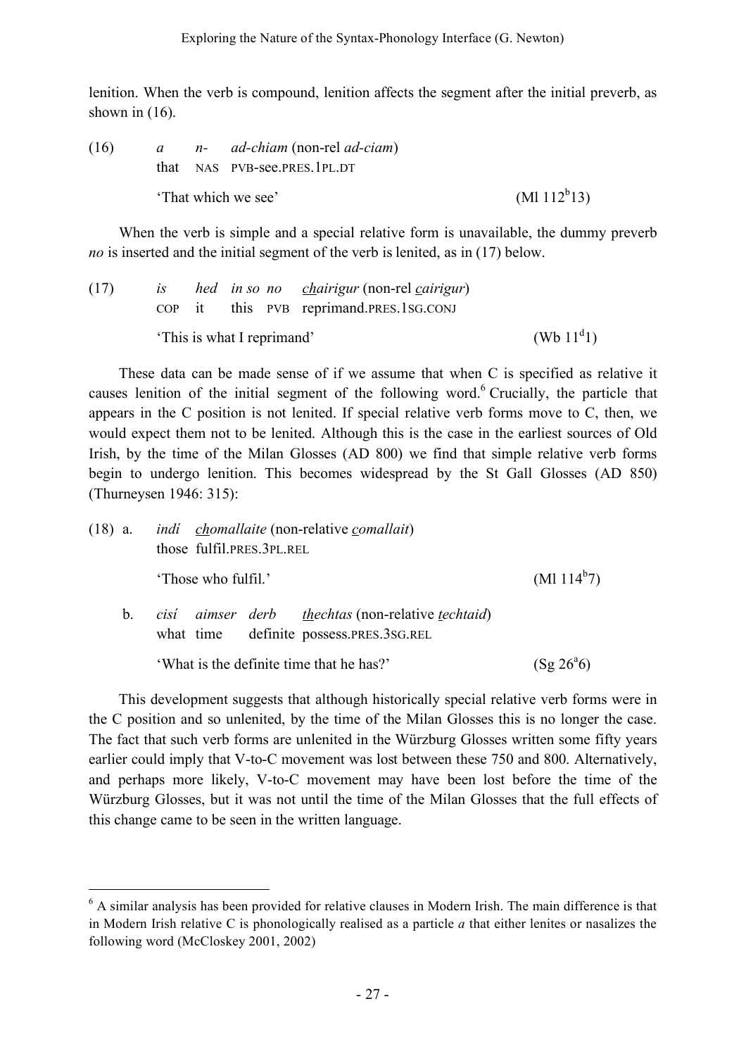lenition. When the verb is compound, lenition affects the segment after the initial preverb, as shown in (16).

(16) *a* *n-* *ad-chiam* (non-rel *ad-ciam*)
that NAS PVB-see.PRES.1PL.DT
'That which we see' (Ml 112[b]13)

When the verb is simple and a special relative form is unavailable, the dummy preverb *no* is inserted and the initial segment of the verb is lenited, as in (17) below.

(17) *is* *hed* *in so* *no* *chairigur* (non-rel *cairigur*)
COP it this PVB reprimand.PRES.1SG.CONJ
'This is what I reprimand' (Wb 11[d]1)

These data can be made sense of if we assume that when C is specified as relative it causes lenition of the initial segment of the following word.[6] Crucially, the particle that appears in the C position is not lenited. If special relative verb forms move to C, then, we would expect them not to be lenited. Although this is the case in the earliest sources of Old Irish, by the time of the Milan Glosses (AD 800) we find that simple relative verb forms begin to undergo lenition. This becomes widespread by the St Gall Glosses (AD 850) (Thurneysen 1946: 315):

(18) a. *indí* *chomallaite* (non-relative *comallait*)
those fulfil.PRES.3PL.REL
'Those who fulfil.' (Ml 114[b]7)

b. *cisí* *aimser* *derb* *thechtas* (non-relative *techtaid*)
what time definite possess.PRES.3SG.REL
'What is the definite time that he has?' (Sg 26[a]6)

This development suggests that although historically special relative verb forms were in the C position and so unlenited, by the time of the Milan Glosses this is no longer the case. The fact that such verb forms are unlenited in the Würzburg Glosses written some fifty years earlier could imply that V-to-C movement was lost between these 750 and 800. Alternatively, and perhaps more likely, V-to-C movement may have been lost before the time of the Würzburg Glosses, but it was not until the time of the Milan Glosses that the full effects of this change came to be seen in the written language.

[6] A similar analysis has been provided for relative clauses in Modern Irish. The main difference is that in Modern Irish relative C is phonologically realised as a particle *a* that either lenites or nasalizes the following word (McCloskey 2001, 2002)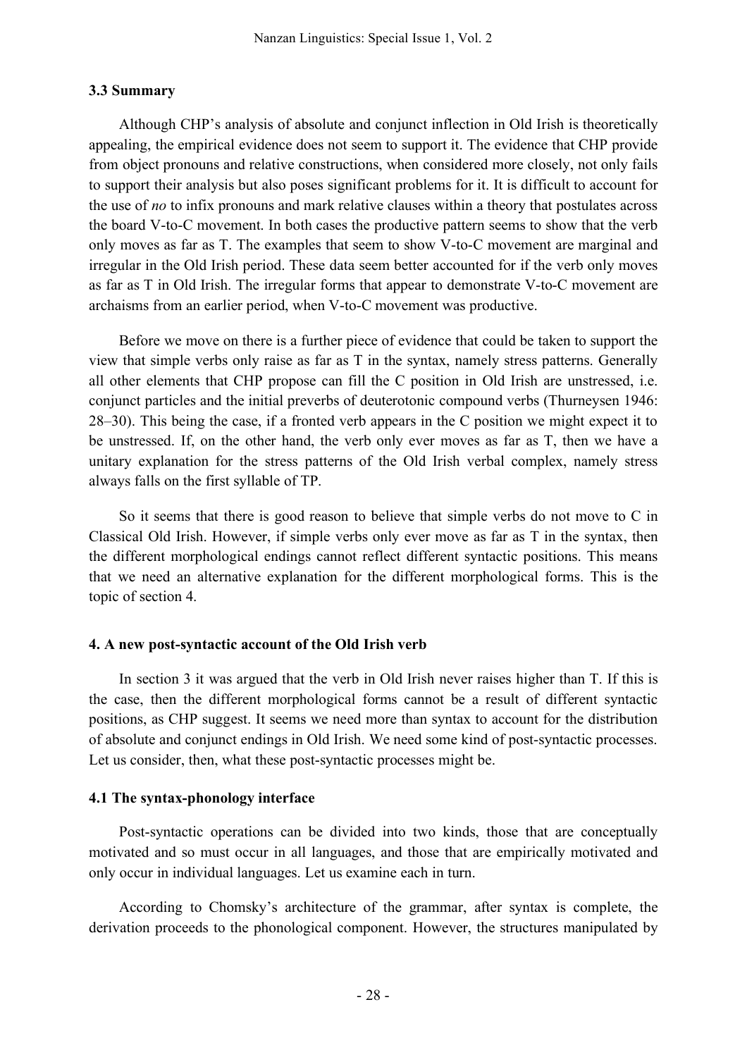### 3.3 Summary

Although CHP's analysis of absolute and conjunct inflection in Old Irish is theoretically appealing, the empirical evidence does not seem to support it. The evidence that CHP provide from object pronouns and relative constructions, when considered more closely, not only fails to support their analysis but also poses significant problems for it. It is difficult to account for the use of *no* to infix pronouns and mark relative clauses within a theory that postulates across the board V-to-C movement. In both cases the productive pattern seems to show that the verb only moves as far as T. The examples that seem to show V-to-C movement are marginal and irregular in the Old Irish period. These data seem better accounted for if the verb only moves as far as T in Old Irish. The irregular forms that appear to demonstrate V-to-C movement are archaisms from an earlier period, when V-to-C movement was productive.

Before we move on there is a further piece of evidence that could be taken to support the view that simple verbs only raise as far as T in the syntax, namely stress patterns. Generally all other elements that CHP propose can fill the C position in Old Irish are unstressed, i.e. conjunct particles and the initial preverbs of deuterotonic compound verbs (Thurneysen 1946: 28–30). This being the case, if a fronted verb appears in the C position we might expect it to be unstressed. If, on the other hand, the verb only ever moves as far as T, then we have a unitary explanation for the stress patterns of the Old Irish verbal complex, namely stress always falls on the first syllable of TP.

So it seems that there is good reason to believe that simple verbs do not move to C in Classical Old Irish. However, if simple verbs only ever move as far as T in the syntax, then the different morphological endings cannot reflect different syntactic positions. This means that we need an alternative explanation for the different morphological forms. This is the topic of section 4.

## 4. A new post-syntactic account of the Old Irish verb

In section 3 it was argued that the verb in Old Irish never raises higher than T. If this is the case, then the different morphological forms cannot be a result of different syntactic positions, as CHP suggest. It seems we need more than syntax to account for the distribution of absolute and conjunct endings in Old Irish. We need some kind of post-syntactic processes. Let us consider, then, what these post-syntactic processes might be.

### 4.1 The syntax-phonology interface

Post-syntactic operations can be divided into two kinds, those that are conceptually motivated and so must occur in all languages, and those that are empirically motivated and only occur in individual languages. Let us examine each in turn.

According to Chomsky's architecture of the grammar, after syntax is complete, the derivation proceeds to the phonological component. However, the structures manipulated by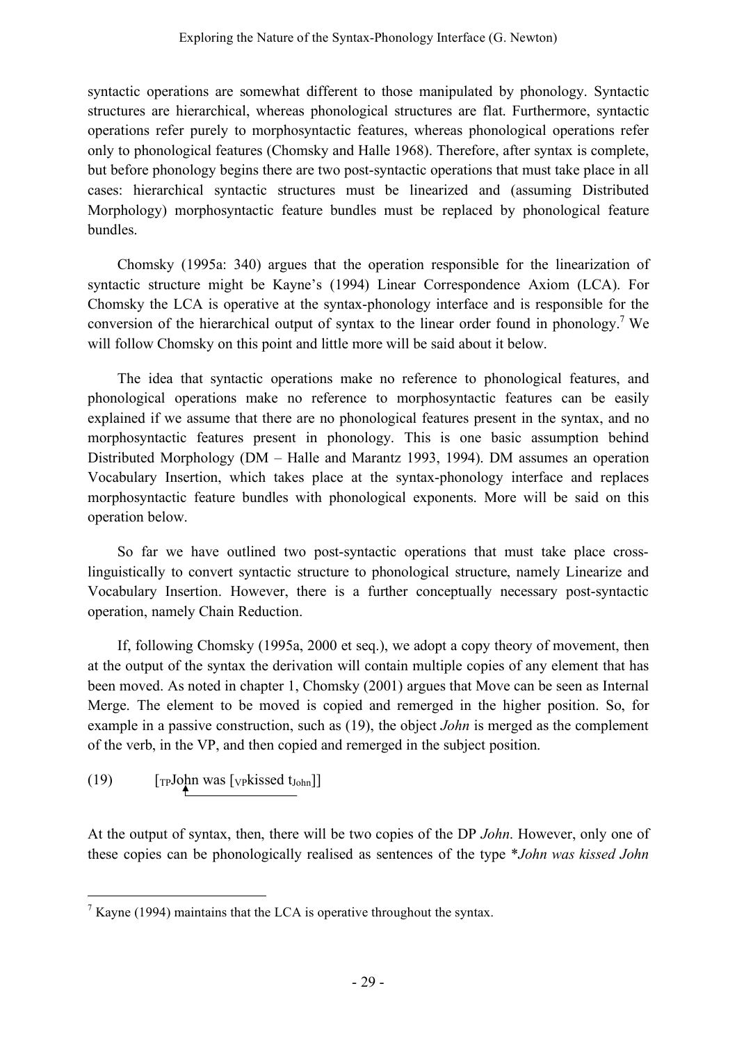syntactic operations are somewhat different to those manipulated by phonology. Syntactic structures are hierarchical, whereas phonological structures are flat. Furthermore, syntactic operations refer purely to morphosyntactic features, whereas phonological operations refer only to phonological features (Chomsky and Halle 1968). Therefore, after syntax is complete, but before phonology begins there are two post-syntactic operations that must take place in all cases: hierarchical syntactic structures must be linearized and (assuming Distributed Morphology) morphosyntactic feature bundles must be replaced by phonological feature bundles.

Chomsky (1995a: 340) argues that the operation responsible for the linearization of syntactic structure might be Kayne's (1994) Linear Correspondence Axiom (LCA). For Chomsky the LCA is operative at the syntax-phonology interface and is responsible for the conversion of the hierarchical output of syntax to the linear order found in phonology.[7] We will follow Chomsky on this point and little more will be said about it below.

The idea that syntactic operations make no reference to phonological features, and phonological operations make no reference to morphosyntactic features can be easily explained if we assume that there are no phonological features present in the syntax, and no morphosyntactic features present in phonology. This is one basic assumption behind Distributed Morphology (DM – Halle and Marantz 1993, 1994). DM assumes an operation Vocabulary Insertion, which takes place at the syntax-phonology interface and replaces morphosyntactic feature bundles with phonological exponents. More will be said on this operation below.

So far we have outlined two post-syntactic operations that must take place cross-linguistically to convert syntactic structure to phonological structure, namely Linearize and Vocabulary Insertion. However, there is a further conceptually necessary post-syntactic operation, namely Chain Reduction.

If, following Chomsky (1995a, 2000 et seq.), we adopt a copy theory of movement, then at the output of the syntax the derivation will contain multiple copies of any element that has been moved. As noted in chapter 1, Chomsky (2001) argues that Move can be seen as Internal Merge. The element to be moved is copied and remerged in the higher position. So, for example in a passive construction, such as (19), the object *John* is merged as the complement of the verb, in the VP, and then copied and remerged in the subject position.

(19) $[_{TP}$John was $[_{VP}$kissed $t_{John}]]$

At the output of syntax, then, there will be two copies of the DP *John*. However, only one of these copies can be phonologically realised as sentences of the type \**John was kissed John*

[7] Kayne (1994) maintains that the LCA is operative throughout the syntax.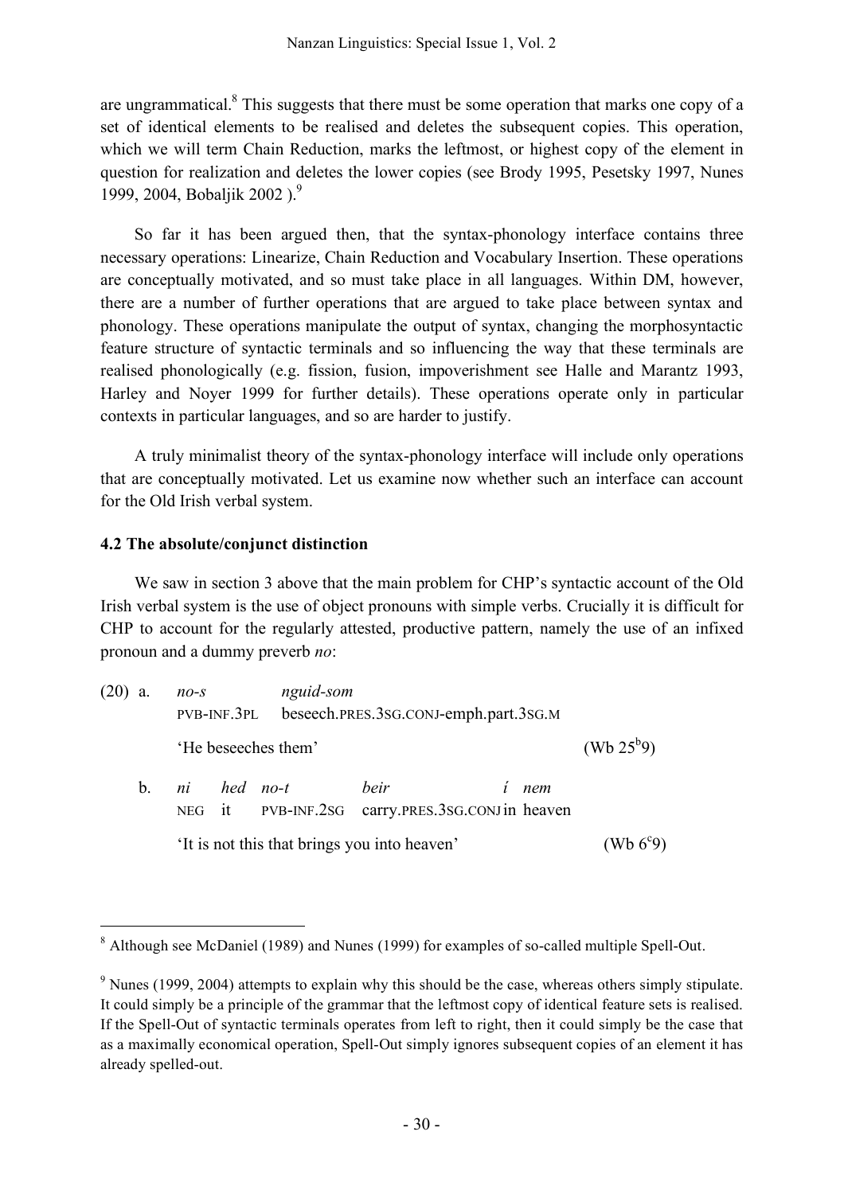are ungrammatical.[8] This suggests that there must be some operation that marks one copy of a set of identical elements to be realised and deletes the subsequent copies. This operation, which we will term Chain Reduction, marks the leftmost, or highest copy of the element in question for realization and deletes the lower copies (see Brody 1995, Pesetsky 1997, Nunes 1999, 2004, Bobaljik 2002 ).[9]

So far it has been argued then, that the syntax-phonology interface contains three necessary operations: Linearize, Chain Reduction and Vocabulary Insertion. These operations are conceptually motivated, and so must take place in all languages. Within DM, however, there are a number of further operations that are argued to take place between syntax and phonology. These operations manipulate the output of syntax, changing the morphosyntactic feature structure of syntactic terminals and so influencing the way that these terminals are realised phonologically (e.g. fission, fusion, impoverishment see Halle and Marantz 1993, Harley and Noyer 1999 for further details). These operations operate only in particular contexts in particular languages, and so are harder to justify.

A truly minimalist theory of the syntax-phonology interface will include only operations that are conceptually motivated. Let us examine now whether such an interface can account for the Old Irish verbal system.

### 4.2 The absolute/conjunct distinction

We saw in section 3 above that the main problem for CHP's syntactic account of the Old Irish verbal system is the use of object pronouns with simple verbs. Crucially it is difficult for CHP to account for the regularly attested, productive pattern, namely the use of an infixed pronoun and a dummy preverb *no*:

(20) a. *no-s* *nguid-som*
PVB-INF.3PL beseech.PRES.3SG.CONJ-emph.part.3SG.M
'He beseeches them' (Wb 25[b]9)

b. *ni* *hed* *no-t* *beir* *í* *nem*
NEG it PVB-INF.2SG carry.PRES.3SG.CONJ in heaven
'It is not this that brings you into heaven' (Wb 6[c]9)

---

[8] Although see McDaniel (1989) and Nunes (1999) for examples of so-called multiple Spell-Out.

[9] Nunes (1999, 2004) attempts to explain why this should be the case, whereas others simply stipulate. It could simply be a principle of the grammar that the leftmost copy of identical feature sets is realised. If the Spell-Out of syntactic terminals operates from left to right, then it could simply be the case that as a maximally economical operation, Spell-Out simply ignores subsequent copies of an element it has already spelled-out.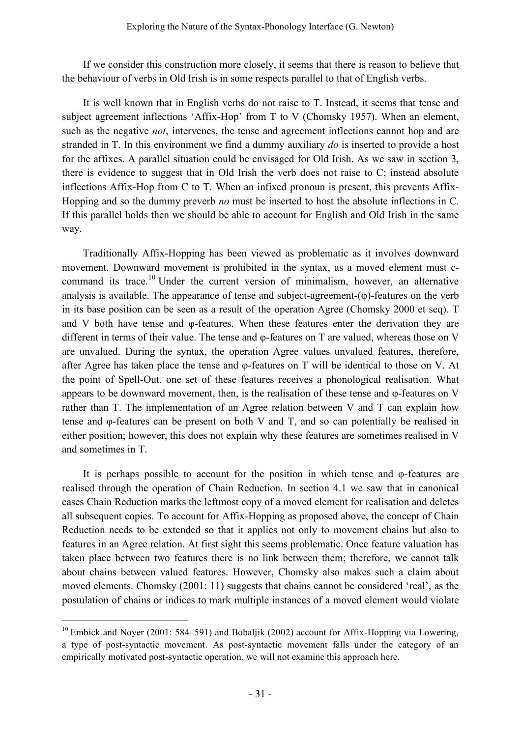If we consider this construction more closely, it seems that there is reason to believe that the behaviour of verbs in Old Irish is in some respects parallel to that of English verbs.

It is well known that in English verbs do not raise to T. Instead, it seems that tense and subject agreement inflections 'Affix-Hop' from T to V (Chomsky 1957). When an element, such as the negative *not*, intervenes, the tense and agreement inflections cannot hop and are stranded in T. In this environment we find a dummy auxiliary *do* is inserted to provide a host for the affixes. A parallel situation could be envisaged for Old Irish. As we saw in section 3, there is evidence to suggest that in Old Irish the verb does not raise to C; instead absolute inflections Affix-Hop from C to T. When an infixed pronoun is present, this prevents Affix-Hopping and so the dummy preverb *no* must be inserted to host the absolute inflections in C. If this parallel holds then we should be able to account for English and Old Irish in the same way.

Traditionally Affix-Hopping has been viewed as problematic as it involves downward movement. Downward movement is prohibited in the syntax, as a moved element must c-command its trace.[10] Under the current version of minimalism, however, an alternative analysis is available. The appearance of tense and subject-agreement-(φ)-features on the verb in its base position can be seen as a result of the operation Agree (Chomsky 2000 et seq). T and V both have tense and φ-features. When these features enter the derivation they are different in terms of their value. The tense and φ-features on T are valued, whereas those on V are unvalued. During the syntax, the operation Agree values unvalued features, therefore, after Agree has taken place the tense and φ-features on T will be identical to those on V. At the point of Spell-Out, one set of these features receives a phonological realisation. What appears to be downward movement, then, is the realisation of these tense and φ-features on V rather than T. The implementation of an Agree relation between V and T can explain how tense and φ-features can be present on both V and T, and so can potentially be realised in either position; however, this does not explain why these features are sometimes realised in V and sometimes in T.

It is perhaps possible to account for the position in which tense and φ-features are realised through the operation of Chain Reduction. In section 4.1 we saw that in canonical cases Chain Reduction marks the leftmost copy of a moved element for realisation and deletes all subsequent copies. To account for Affix-Hopping as proposed above, the concept of Chain Reduction needs to be extended so that it applies not only to movement chains but also to features in an Agree relation. At first sight this seems problematic. Once feature valuation has taken place between two features there is no link between them; therefore, we cannot talk about chains between valued features. However, Chomsky also makes such a claim about moved elements. Chomsky (2001: 11) suggests that chains cannot be considered 'real', as the postulation of chains or indices to mark multiple instances of a moved element would violate

[10] Embick and Noyer (2001: 584–591) and Bobaljik (2002) account for Affix-Hopping via Lowering, a type of post-syntactic movement. As post-syntactic movement falls under the category of an empirically motivated post-syntactic operation, we will not examine this approach here.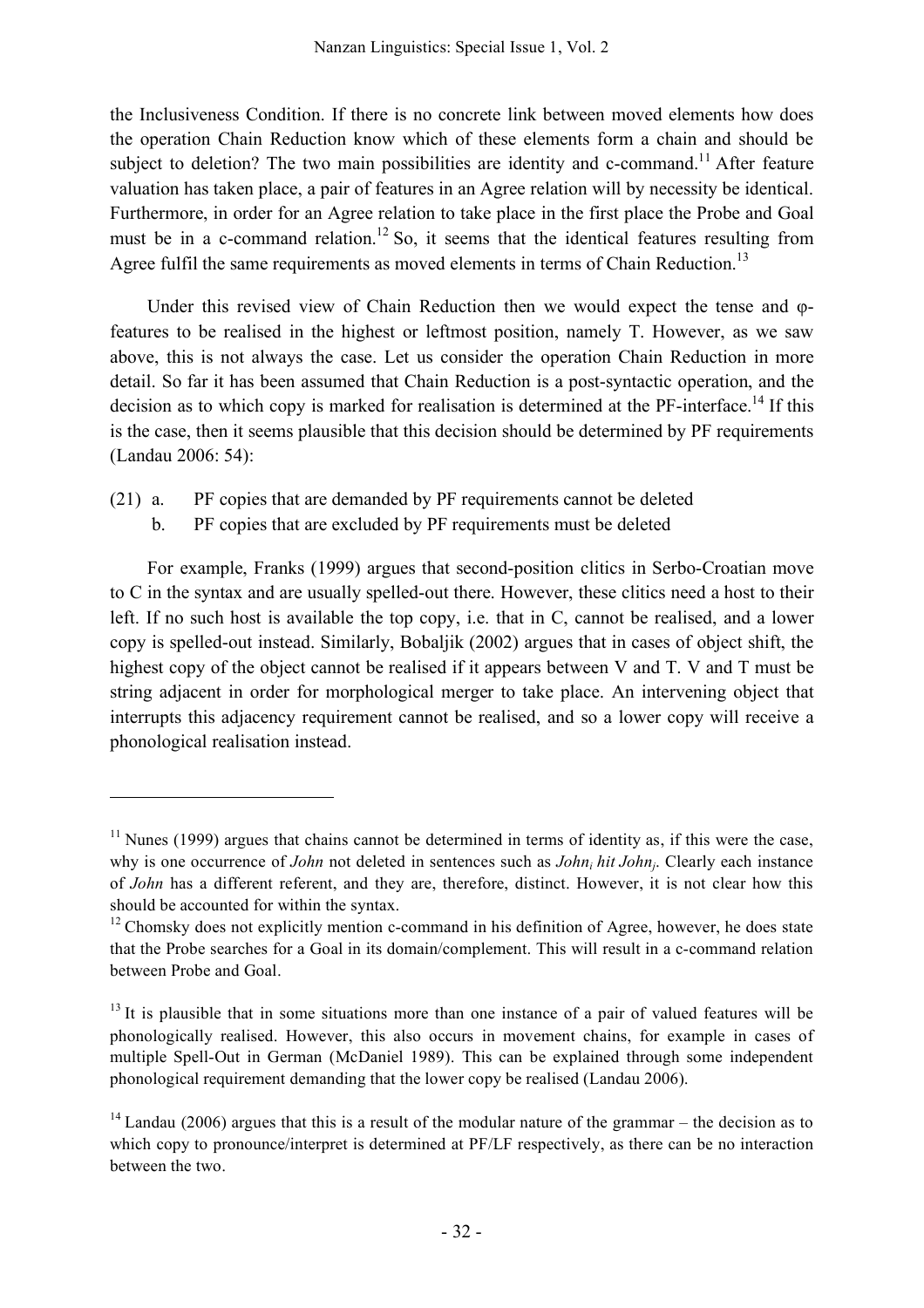the Inclusiveness Condition. If there is no concrete link between moved elements how does the operation Chain Reduction know which of these elements form a chain and should be subject to deletion? The two main possibilities are identity and c-command.[11] After feature valuation has taken place, a pair of features in an Agree relation will by necessity be identical. Furthermore, in order for an Agree relation to take place in the first place the Probe and Goal must be in a c-command relation.[12] So, it seems that the identical features resulting from Agree fulfil the same requirements as moved elements in terms of Chain Reduction.[13]

Under this revised view of Chain Reduction then we would expect the tense and φ-features to be realised in the highest or leftmost position, namely T. However, as we saw above, this is not always the case. Let us consider the operation Chain Reduction in more detail. So far it has been assumed that Chain Reduction is a post-syntactic operation, and the decision as to which copy is marked for realisation is determined at the PF-interface.[14] If this is the case, then it seems plausible that this decision should be determined by PF requirements (Landau 2006: 54):

(21) a. PF copies that are demanded by PF requirements cannot be deleted
  b. PF copies that are excluded by PF requirements must be deleted

For example, Franks (1999) argues that second-position clitics in Serbo-Croatian move to C in the syntax and are usually spelled-out there. However, these clitics need a host to their left. If no such host is available the top copy, i.e. that in C, cannot be realised, and a lower copy is spelled-out instead. Similarly, Bobaljik (2002) argues that in cases of object shift, the highest copy of the object cannot be realised if it appears between V and T. V and T must be string adjacent in order for morphological merger to take place. An intervening object that interrupts this adjacency requirement cannot be realised, and so a lower copy will receive a phonological realisation instead.

---

[11] Nunes (1999) argues that chains cannot be determined in terms of identity as, if this were the case, why is one occurrence of *John* not deleted in sentences such as *John$_i$ hit John$_j$*. Clearly each instance of *John* has a different referent, and they are, therefore, distinct. However, it is not clear how this should be accounted for within the syntax.

[12] Chomsky does not explicitly mention c-command in his definition of Agree, however, he does state that the Probe searches for a Goal in its domain/complement. This will result in a c-command relation between Probe and Goal.

[13] It is plausible that in some situations more than one instance of a pair of valued features will be phonologically realised. However, this also occurs in movement chains, for example in cases of multiple Spell-Out in German (McDaniel 1989). This can be explained through some independent phonological requirement demanding that the lower copy be realised (Landau 2006).

[14] Landau (2006) argues that this is a result of the modular nature of the grammar – the decision as to which copy to pronounce/interpret is determined at PF/LF respectively, as there can be no interaction between the two.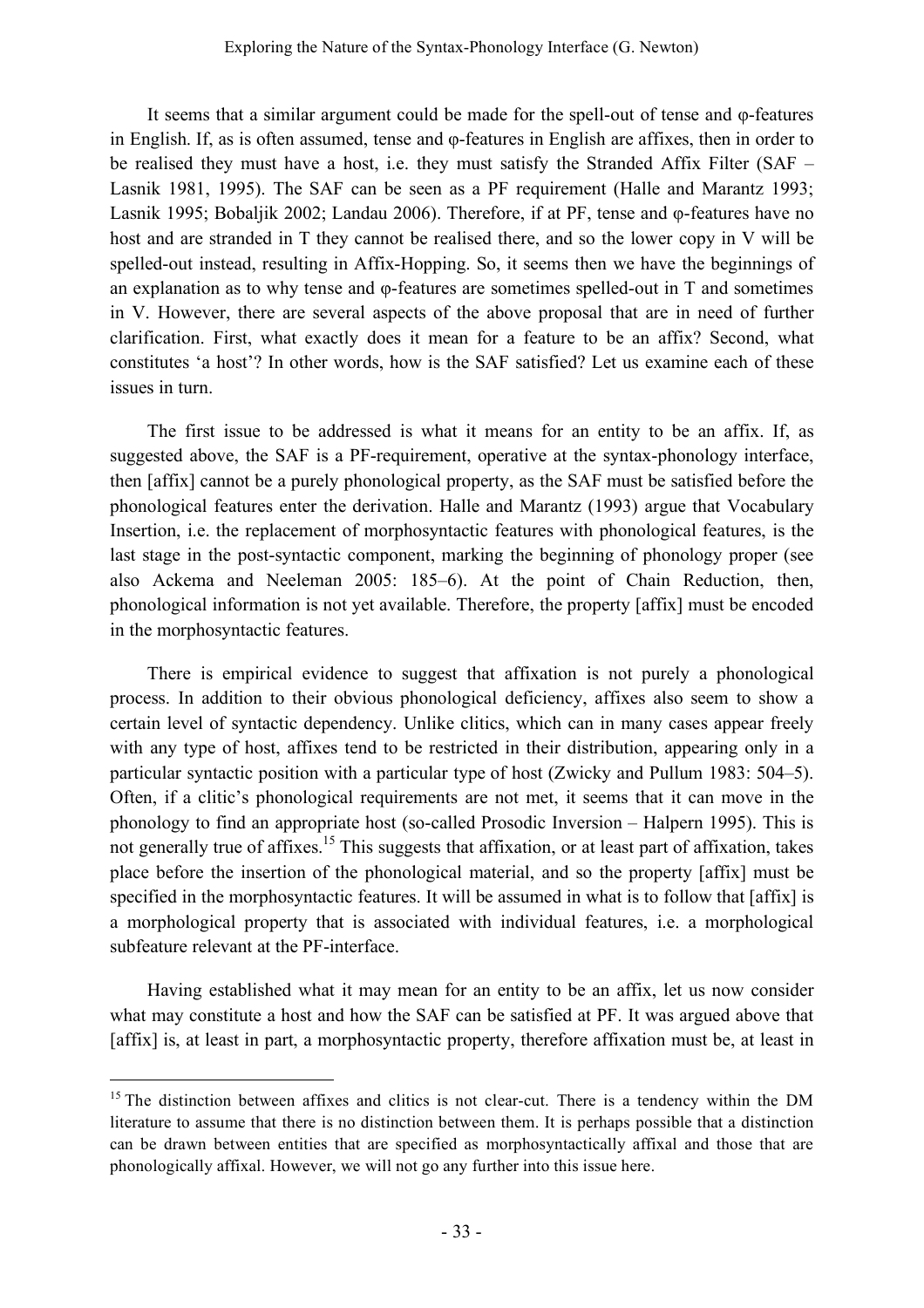It seems that a similar argument could be made for the spell-out of tense and φ-features in English. If, as is often assumed, tense and φ-features in English are affixes, then in order to be realised they must have a host, i.e. they must satisfy the Stranded Affix Filter (SAF – Lasnik 1981, 1995). The SAF can be seen as a PF requirement (Halle and Marantz 1993; Lasnik 1995; Bobaljik 2002; Landau 2006). Therefore, if at PF, tense and φ-features have no host and are stranded in T they cannot be realised there, and so the lower copy in V will be spelled-out instead, resulting in Affix-Hopping. So, it seems then we have the beginnings of an explanation as to why tense and φ-features are sometimes spelled-out in T and sometimes in V. However, there are several aspects of the above proposal that are in need of further clarification. First, what exactly does it mean for a feature to be an affix? Second, what constitutes 'a host'? In other words, how is the SAF satisfied? Let us examine each of these issues in turn.

The first issue to be addressed is what it means for an entity to be an affix. If, as suggested above, the SAF is a PF-requirement, operative at the syntax-phonology interface, then [affix] cannot be a purely phonological property, as the SAF must be satisfied before the phonological features enter the derivation. Halle and Marantz (1993) argue that Vocabulary Insertion, i.e. the replacement of morphosyntactic features with phonological features, is the last stage in the post-syntactic component, marking the beginning of phonology proper (see also Ackema and Neeleman 2005: 185–6). At the point of Chain Reduction, then, phonological information is not yet available. Therefore, the property [affix] must be encoded in the morphosyntactic features.

There is empirical evidence to suggest that affixation is not purely a phonological process. In addition to their obvious phonological deficiency, affixes also seem to show a certain level of syntactic dependency. Unlike clitics, which can in many cases appear freely with any type of host, affixes tend to be restricted in their distribution, appearing only in a particular syntactic position with a particular type of host (Zwicky and Pullum 1983: 504–5). Often, if a clitic's phonological requirements are not met, it seems that it can move in the phonology to find an appropriate host (so-called Prosodic Inversion – Halpern 1995). This is not generally true of affixes.[15] This suggests that affixation, or at least part of affixation, takes place before the insertion of the phonological material, and so the property [affix] must be specified in the morphosyntactic features. It will be assumed in what is to follow that [affix] is a morphological property that is associated with individual features, i.e. a morphological subfeature relevant at the PF-interface.

Having established what it may mean for an entity to be an affix, let us now consider what may constitute a host and how the SAF can be satisfied at PF. It was argued above that [affix] is, at least in part, a morphosyntactic property, therefore affixation must be, at least in

[15] The distinction between affixes and clitics is not clear-cut. There is a tendency within the DM literature to assume that there is no distinction between them. It is perhaps possible that a distinction can be drawn between entities that are specified as morphosyntactically affixal and those that are phonologically affixal. However, we will not go any further into this issue here.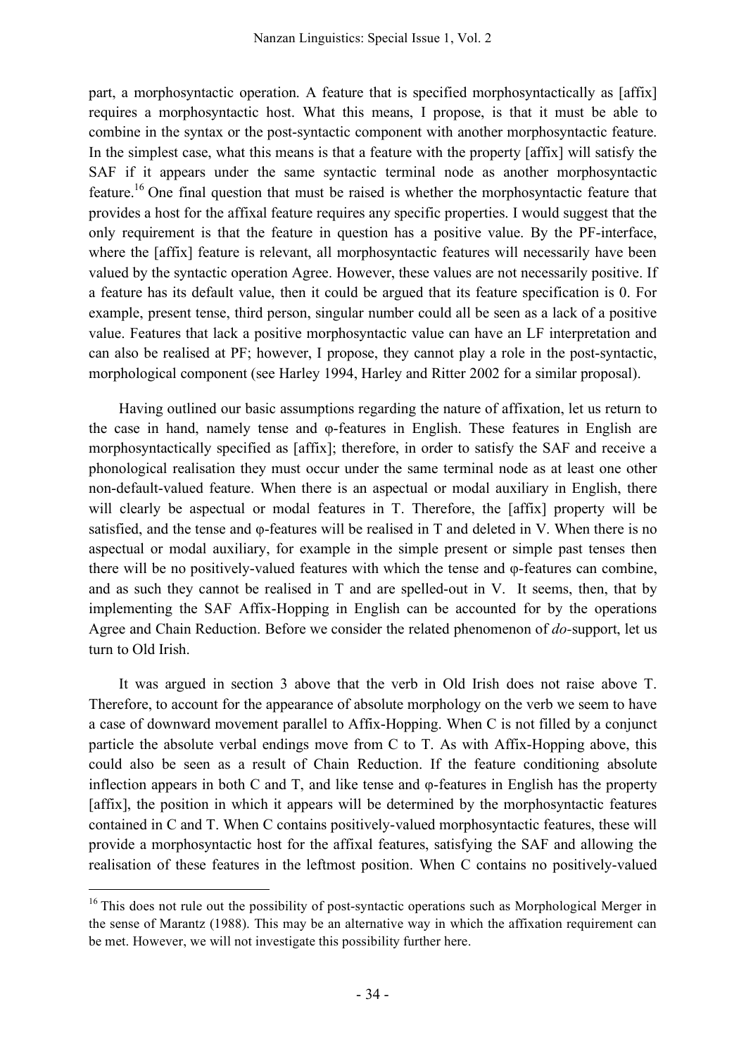part, a morphosyntactic operation. A feature that is specified morphosyntactically as [affix] requires a morphosyntactic host. What this means, I propose, is that it must be able to combine in the syntax or the post-syntactic component with another morphosyntactic feature. In the simplest case, what this means is that a feature with the property [affix] will satisfy the SAF if it appears under the same syntactic terminal node as another morphosyntactic feature.[16] One final question that must be raised is whether the morphosyntactic feature that provides a host for the affixal feature requires any specific properties. I would suggest that the only requirement is that the feature in question has a positive value. By the PF-interface, where the [affix] feature is relevant, all morphosyntactic features will necessarily have been valued by the syntactic operation Agree. However, these values are not necessarily positive. If a feature has its default value, then it could be argued that its feature specification is 0. For example, present tense, third person, singular number could all be seen as a lack of a positive value. Features that lack a positive morphosyntactic value can have an LF interpretation and can also be realised at PF; however, I propose, they cannot play a role in the post-syntactic, morphological component (see Harley 1994, Harley and Ritter 2002 for a similar proposal).

Having outlined our basic assumptions regarding the nature of affixation, let us return to the case in hand, namely tense and φ-features in English. These features in English are morphosyntactically specified as [affix]; therefore, in order to satisfy the SAF and receive a phonological realisation they must occur under the same terminal node as at least one other non-default-valued feature. When there is an aspectual or modal auxiliary in English, there will clearly be aspectual or modal features in T. Therefore, the [affix] property will be satisfied, and the tense and φ-features will be realised in T and deleted in V. When there is no aspectual or modal auxiliary, for example in the simple present or simple past tenses then there will be no positively-valued features with which the tense and φ-features can combine, and as such they cannot be realised in T and are spelled-out in V. It seems, then, that by implementing the SAF Affix-Hopping in English can be accounted for by the operations Agree and Chain Reduction. Before we consider the related phenomenon of *do*-support, let us turn to Old Irish.

It was argued in section 3 above that the verb in Old Irish does not raise above T. Therefore, to account for the appearance of absolute morphology on the verb we seem to have a case of downward movement parallel to Affix-Hopping. When C is not filled by a conjunct particle the absolute verbal endings move from C to T. As with Affix-Hopping above, this could also be seen as a result of Chain Reduction. If the feature conditioning absolute inflection appears in both C and T, and like tense and φ-features in English has the property [affix], the position in which it appears will be determined by the morphosyntactic features contained in C and T. When C contains positively-valued morphosyntactic features, these will provide a morphosyntactic host for the affixal features, satisfying the SAF and allowing the realisation of these features in the leftmost position. When C contains no positively-valued

[16] This does not rule out the possibility of post-syntactic operations such as Morphological Merger in the sense of Marantz (1988). This may be an alternative way in which the affixation requirement can be met. However, we will not investigate this possibility further here.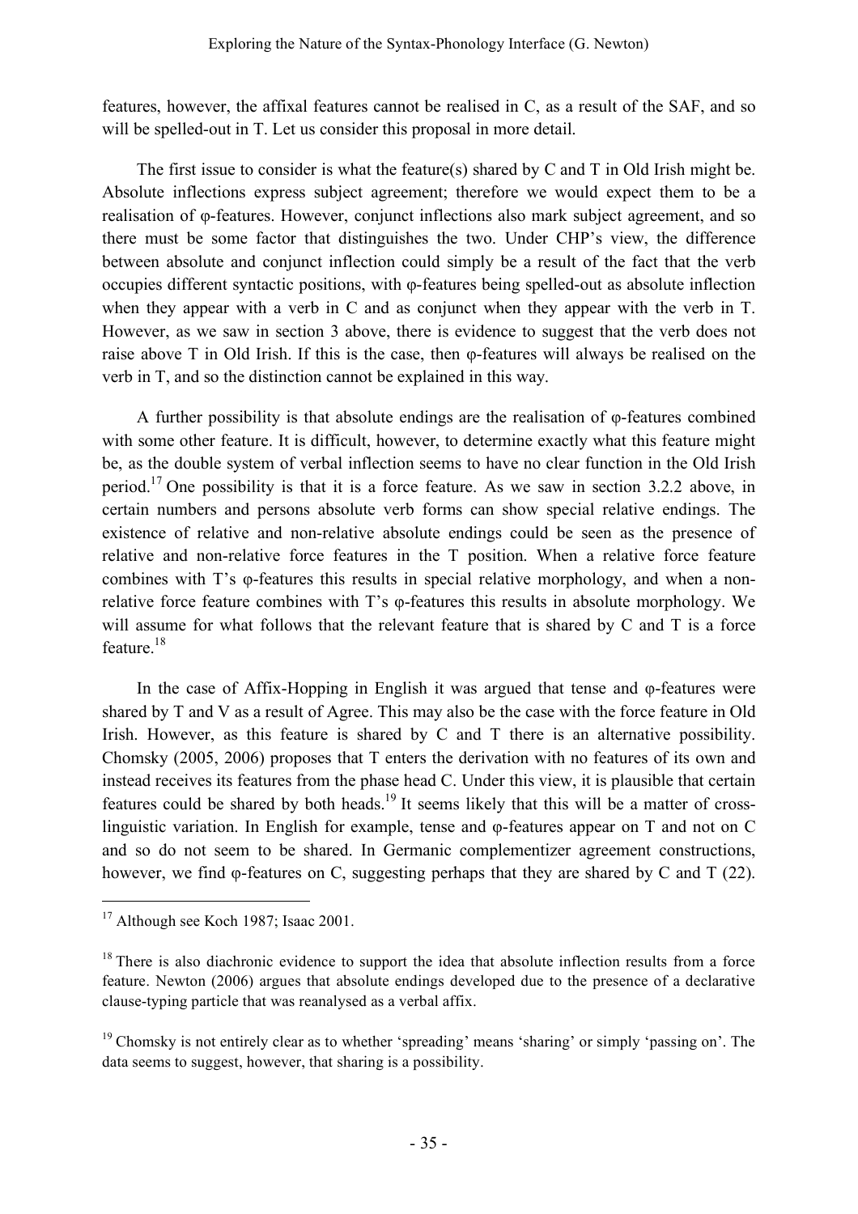features, however, the affixal features cannot be realised in C, as a result of the SAF, and so will be spelled-out in T. Let us consider this proposal in more detail.

The first issue to consider is what the feature(s) shared by C and T in Old Irish might be. Absolute inflections express subject agreement; therefore we would expect them to be a realisation of φ-features. However, conjunct inflections also mark subject agreement, and so there must be some factor that distinguishes the two. Under CHP's view, the difference between absolute and conjunct inflection could simply be a result of the fact that the verb occupies different syntactic positions, with φ-features being spelled-out as absolute inflection when they appear with a verb in C and as conjunct when they appear with the verb in T. However, as we saw in section 3 above, there is evidence to suggest that the verb does not raise above T in Old Irish. If this is the case, then φ-features will always be realised on the verb in T, and so the distinction cannot be explained in this way.

A further possibility is that absolute endings are the realisation of φ-features combined with some other feature. It is difficult, however, to determine exactly what this feature might be, as the double system of verbal inflection seems to have no clear function in the Old Irish period.[17] One possibility is that it is a force feature. As we saw in section 3.2.2 above, in certain numbers and persons absolute verb forms can show special relative endings. The existence of relative and non-relative absolute endings could be seen as the presence of relative and non-relative force features in the T position. When a relative force feature combines with T's φ-features this results in special relative morphology, and when a non-relative force feature combines with T's φ-features this results in absolute morphology. We will assume for what follows that the relevant feature that is shared by C and T is a force feature.[18]

In the case of Affix-Hopping in English it was argued that tense and φ-features were shared by T and V as a result of Agree. This may also be the case with the force feature in Old Irish. However, as this feature is shared by C and T there is an alternative possibility. Chomsky (2005, 2006) proposes that T enters the derivation with no features of its own and instead receives its features from the phase head C. Under this view, it is plausible that certain features could be shared by both heads.[19] It seems likely that this will be a matter of cross-linguistic variation. In English for example, tense and φ-features appear on T and not on C and so do not seem to be shared. In Germanic complementizer agreement constructions, however, we find φ-features on C, suggesting perhaps that they are shared by C and T (22).

---

[17] Although see Koch 1987; Isaac 2001.

[18] There is also diachronic evidence to support the idea that absolute inflection results from a force feature. Newton (2006) argues that absolute endings developed due to the presence of a declarative clause-typing particle that was reanalysed as a verbal affix.

[19] Chomsky is not entirely clear as to whether 'spreading' means 'sharing' or simply 'passing on'. The data seems to suggest, however, that sharing is a possibility.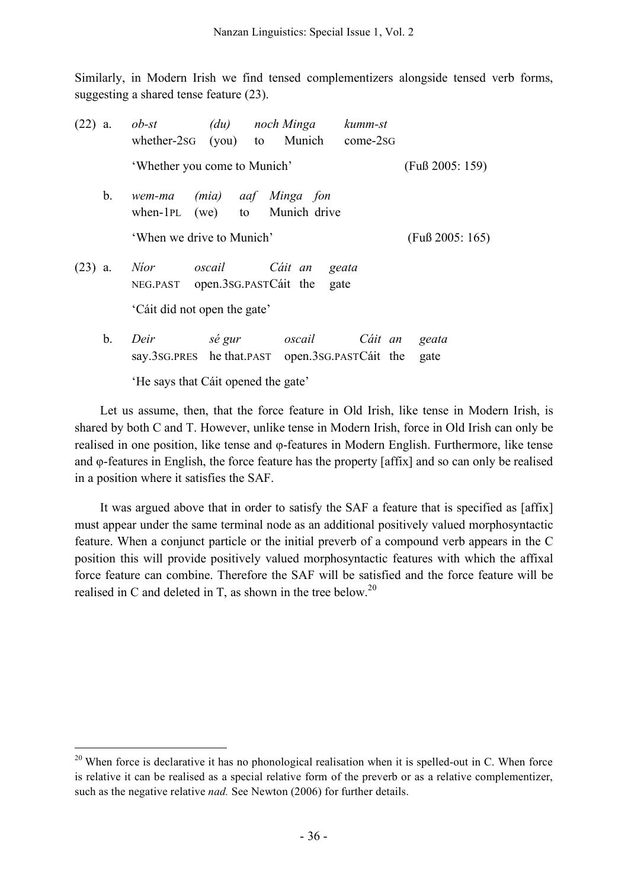Similarly, in Modern Irish we find tensed complementizers alongside tensed verb forms, suggesting a shared tense feature (23).

(22) a. *ob-st (du) noch Minga kumm-st*
whether-2SG (you) to Munich come-2SG
'Whether you come to Munich' (Fuß 2005: 159)

b. *wem-ma (mia) aaf Minga fon*
when-1PL (we) to Munich drive
'When we drive to Munich' (Fuß 2005: 165)

(23) a. *Níor oscail Cáit an geata*
NEG.PAST open.3SG.PAST Cáit the gate
'Cáit did not open the gate'

b. *Deir sé gur oscail Cáit an geata*
say.3SG.PRES he that.PAST open.3SG.PAST Cáit the gate
'He says that Cáit opened the gate'

Let us assume, then, that the force feature in Old Irish, like tense in Modern Irish, is shared by both C and T. However, unlike tense in Modern Irish, force in Old Irish can only be realised in one position, like tense and φ-features in Modern English. Furthermore, like tense and φ-features in English, the force feature has the property [affix] and so can only be realised in a position where it satisfies the SAF.

It was argued above that in order to satisfy the SAF a feature that is specified as [affix] must appear under the same terminal node as an additional positively valued morphosyntactic feature. When a conjunct particle or the initial preverb of a compound verb appears in the C position this will provide positively valued morphosyntactic features with which the affixal force feature can combine. Therefore the SAF will be satisfied and the force feature will be realised in C and deleted in T, as shown in the tree below.[20]

[20] When force is declarative it has no phonological realisation when it is spelled-out in C. When force is relative it can be realised as a special relative form of the preverb or as a relative complementizer, such as the negative relative *nad.* See Newton (2006) for further details.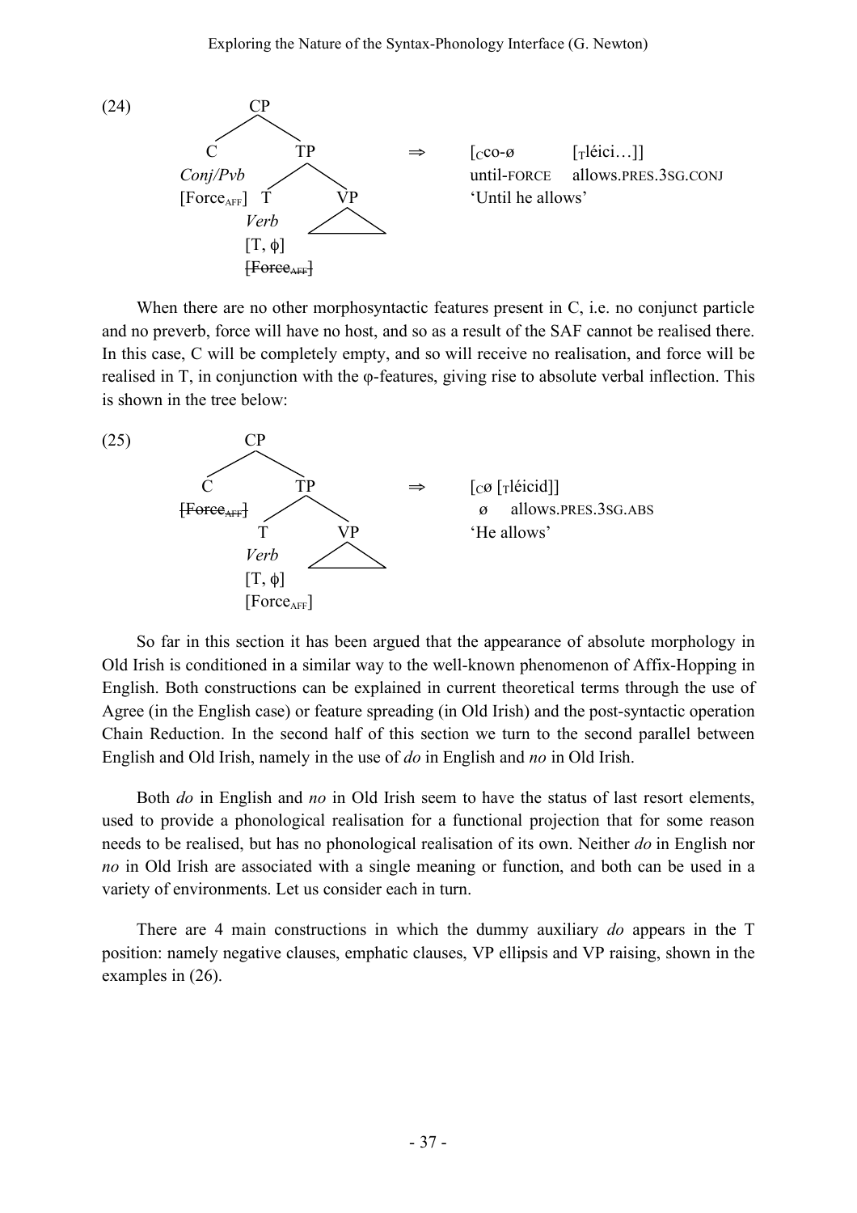(24)

```
            CP
          /    \
         C      TP                ⇒    [C co-ø        [T léici…]]
     Conj/Pvb  /   \                   until-FORCE    allows.PRES.3SG.CONJ
  [Force_AFF]  T    VP                 'Until he allows'
             Verb   /\
             [T, ϕ]
             ~~[Force_AFF]~~
```

When there are no other morphosyntactic features present in C, i.e. no conjunct particle and no preverb, force will have no host, and so as a result of the SAF cannot be realised there. In this case, C will be completely empty, and so will receive no realisation, and force will be realised in T, in conjunction with the φ-features, giving rise to absolute verbal inflection. This is shown in the tree below:

(25)

```
            CP
          /    \
         C      TP                ⇒    [C ø [T léicid]]
 ~~[Force_AFF]~~ /  \                    ø    allows.PRES.3SG.ABS
               T    VP                 'He allows'
             Verb   /\
             [T, ϕ]
             [Force_AFF]
```

So far in this section it has been argued that the appearance of absolute morphology in Old Irish is conditioned in a similar way to the well-known phenomenon of Affix-Hopping in English. Both constructions can be explained in current theoretical terms through the use of Agree (in the English case) or feature spreading (in Old Irish) and the post-syntactic operation Chain Reduction. In the second half of this section we turn to the second parallel between English and Old Irish, namely in the use of *do* in English and *no* in Old Irish.

Both *do* in English and *no* in Old Irish seem to have the status of last resort elements, used to provide a phonological realisation for a functional projection that for some reason needs to be realised, but has no phonological realisation of its own. Neither *do* in English nor *no* in Old Irish are associated with a single meaning or function, and both can be used in a variety of environments. Let us consider each in turn.

There are 4 main constructions in which the dummy auxiliary *do* appears in the T position: namely negative clauses, emphatic clauses, VP ellipsis and VP raising, shown in the examples in (26).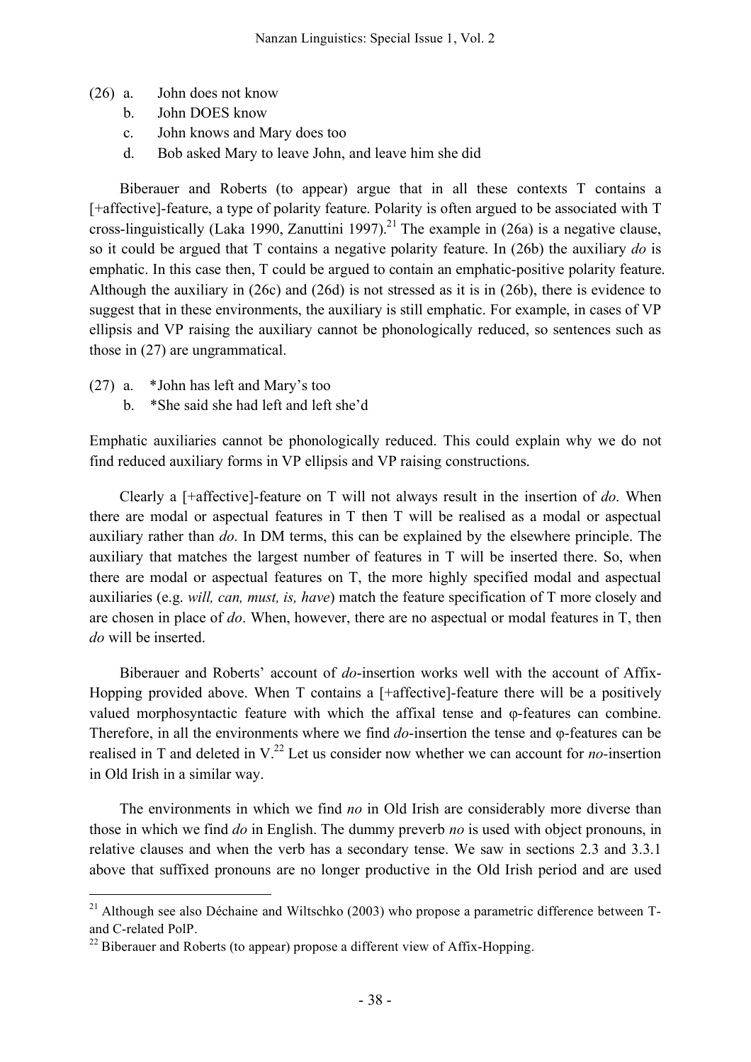(26) a. John does not know
     b. John DOES know
     c. John knows and Mary does too
     d. Bob asked Mary to leave John, and leave him she did

Biberauer and Roberts (to appear) argue that in all these contexts T contains a [+affective]-feature, a type of polarity feature. Polarity is often argued to be associated with T cross-linguistically (Laka 1990, Zanuttini 1997).[21] The example in (26a) is a negative clause, so it could be argued that T contains a negative polarity feature. In (26b) the auxiliary *do* is emphatic. In this case then, T could be argued to contain an emphatic-positive polarity feature. Although the auxiliary in (26c) and (26d) is not stressed as it is in (26b), there is evidence to suggest that in these environments, the auxiliary is still emphatic. For example, in cases of VP ellipsis and VP raising the auxiliary cannot be phonologically reduced, so sentences such as those in (27) are ungrammatical.

(27) a. *John has left and Mary's too
     b. *She said she had left and left she'd

Emphatic auxiliaries cannot be phonologically reduced. This could explain why we do not find reduced auxiliary forms in VP ellipsis and VP raising constructions.

Clearly a [+affective]-feature on T will not always result in the insertion of *do*. When there are modal or aspectual features in T then T will be realised as a modal or aspectual auxiliary rather than *do*. In DM terms, this can be explained by the elsewhere principle. The auxiliary that matches the largest number of features in T will be inserted there. So, when there are modal or aspectual features on T, the more highly specified modal and aspectual auxiliaries (e.g. *will, can, must, is, have*) match the feature specification of T more closely and are chosen in place of *do*. When, however, there are no aspectual or modal features in T, then *do* will be inserted.

Biberauer and Roberts' account of *do*-insertion works well with the account of Affix-Hopping provided above. When T contains a [+affective]-feature there will be a positively valued morphosyntactic feature with which the affixal tense and φ-features can combine. Therefore, in all the environments where we find *do*-insertion the tense and φ-features can be realised in T and deleted in V.[22] Let us consider now whether we can account for *no*-insertion in Old Irish in a similar way.

The environments in which we find *no* in Old Irish are considerably more diverse than those in which we find *do* in English. The dummy preverb *no* is used with object pronouns, in relative clauses and when the verb has a secondary tense. We saw in sections 2.3 and 3.3.1 above that suffixed pronouns are no longer productive in the Old Irish period and are used

---

[21] Although see also Déchaine and Wiltschko (2003) who propose a parametric difference between T- and C-related PolP.

[22] Biberauer and Roberts (to appear) propose a different view of Affix-Hopping.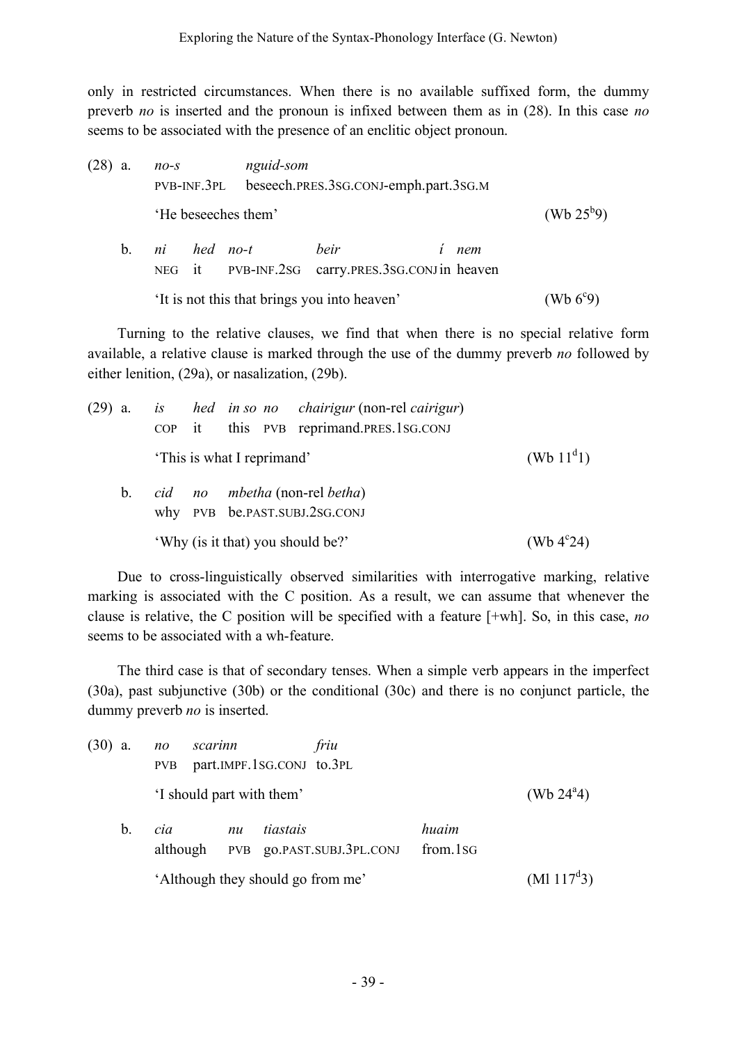only in restricted circumstances. When there is no available suffixed form, the dummy preverb *no* is inserted and the pronoun is infixed between them as in (28). In this case *no* seems to be associated with the presence of an enclitic object pronoun.

(28) a. *no-s* *nguid-som*
PVB-INF.3PL beseech.PRES.3SG.CONJ-emph.part.3SG.M
'He beseeches them' (Wb 25[b]9)

b. *ni* *hed* *no-t* *beir* *í* *nem*
NEG it PVB-INF.2SG carry.PRES.3SG.CONJ in heaven
'It is not this that brings you into heaven' (Wb 6[c]9)

Turning to the relative clauses, we find that when there is no special relative form available, a relative clause is marked through the use of the dummy preverb *no* followed by either lenition, (29a), or nasalization, (29b).

(29) a. *is* *hed* *in so* *no* *chairigur* (non-rel *cairigur*)
COP it this PVB reprimand.PRES.1SG.CONJ
'This is what I reprimand' (Wb 11[d]1)

b. *cid* *no* *mbetha* (non-rel *betha*)
why PVB be.PAST.SUBJ.2SG.CONJ
'Why (is it that) you should be?' (Wb 4[c]24)

Due to cross-linguistically observed similarities with interrogative marking, relative marking is associated with the C position. As a result, we can assume that whenever the clause is relative, the C position will be specified with a feature [+wh]. So, in this case, *no* seems to be associated with a wh-feature.

The third case is that of secondary tenses. When a simple verb appears in the imperfect (30a), past subjunctive (30b) or the conditional (30c) and there is no conjunct particle, the dummy preverb *no* is inserted.

(30) a. *no* *scarinn* *friu*
PVB part.IMPF.1SG.CONJ to.3PL
'I should part with them' (Wb 24[a]4)

b. *cia* *nu* *tiastais* *huaim*
although PVB go.PAST.SUBJ.3PL.CONJ from.1SG
'Although they should go from me' (Ml 117[d]3)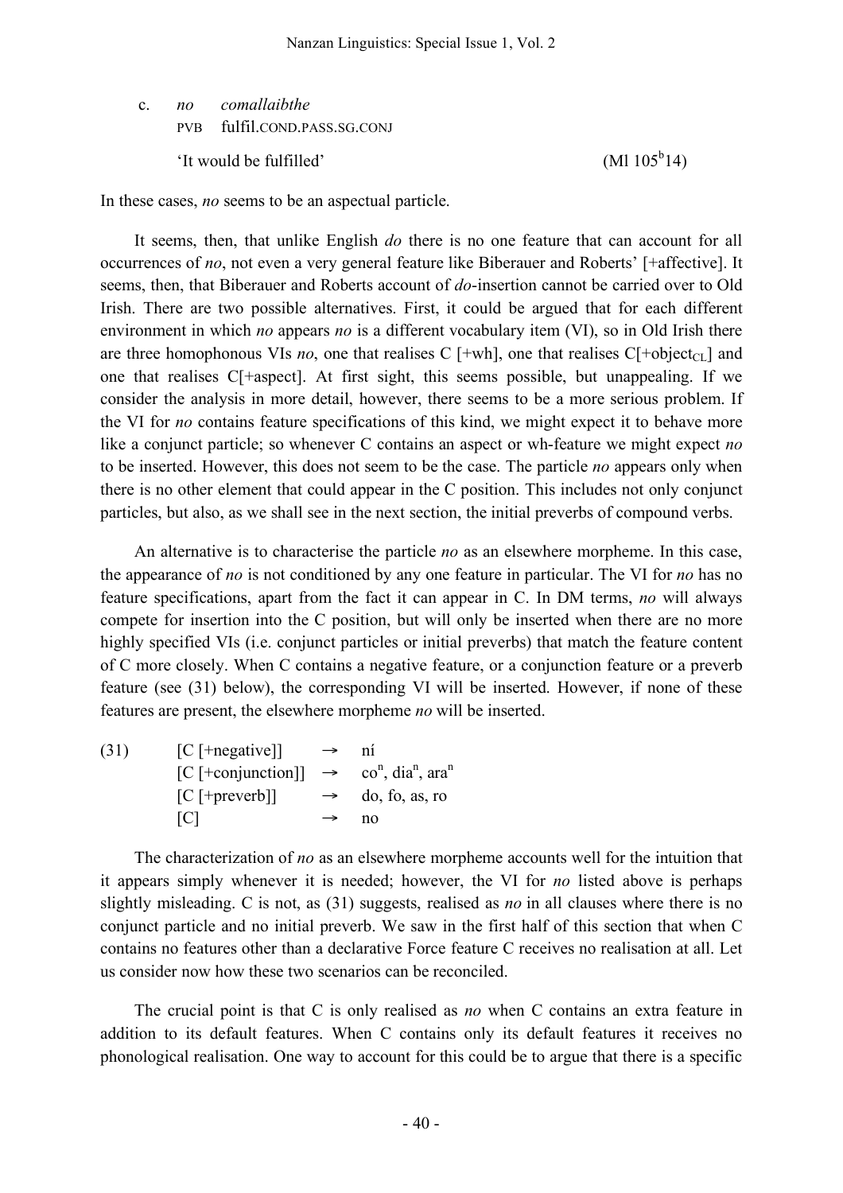c. *no* *comallaibthe*
   PVB fulfil.COND.PASS.SG.CONJ
   'It would be fulfilled' (Ml 105[b]14)

In these cases, *no* seems to be an aspectual particle.

It seems, then, that unlike English *do* there is no one feature that can account for all occurrences of *no*, not even a very general feature like Biberauer and Roberts' [+affective]. It seems, then, that Biberauer and Roberts account of *do*-insertion cannot be carried over to Old Irish. There are two possible alternatives. First, it could be argued that for each different environment in which *no* appears *no* is a different vocabulary item (VI), so in Old Irish there are three homophonous VIs *no*, one that realises C [+wh], one that realises C[+object$_{CL}$] and one that realises C[+aspect]. At first sight, this seems possible, but unappealing. If we consider the analysis in more detail, however, there seems to be a more serious problem. If the VI for *no* contains feature specifications of this kind, we might expect it to behave more like a conjunct particle; so whenever C contains an aspect or wh-feature we might expect *no* to be inserted. However, this does not seem to be the case. The particle *no* appears only when there is no other element that could appear in the C position. This includes not only conjunct particles, but also, as we shall see in the next section, the initial preverbs of compound verbs.

An alternative is to characterise the particle *no* as an elsewhere morpheme. In this case, the appearance of *no* is not conditioned by any one feature in particular. The VI for *no* has no feature specifications, apart from the fact it can appear in C. In DM terms, *no* will always compete for insertion into the C position, but will only be inserted when there are no more highly specified VIs (i.e. conjunct particles or initial preverbs) that match the feature content of C more closely. When C contains a negative feature, or a conjunction feature or a preverb feature (see (31) below), the corresponding VI will be inserted. However, if none of these features are present, the elsewhere morpheme *no* will be inserted.

(31) [C [+negative]] → ní
     [C [+conjunction]] → co$^n$, dia$^n$, ara$^n$
     [C [+preverb]] → do, fo, as, ro
     [C] → no

The characterization of *no* as an elsewhere morpheme accounts well for the intuition that it appears simply whenever it is needed; however, the VI for *no* listed above is perhaps slightly misleading. C is not, as (31) suggests, realised as *no* in all clauses where there is no conjunct particle and no initial preverb. We saw in the first half of this section that when C contains no features other than a declarative Force feature C receives no realisation at all. Let us consider now how these two scenarios can be reconciled.

The crucial point is that C is only realised as *no* when C contains an extra feature in addition to its default features. When C contains only its default features it receives no phonological realisation. One way to account for this could be to argue that there is a specific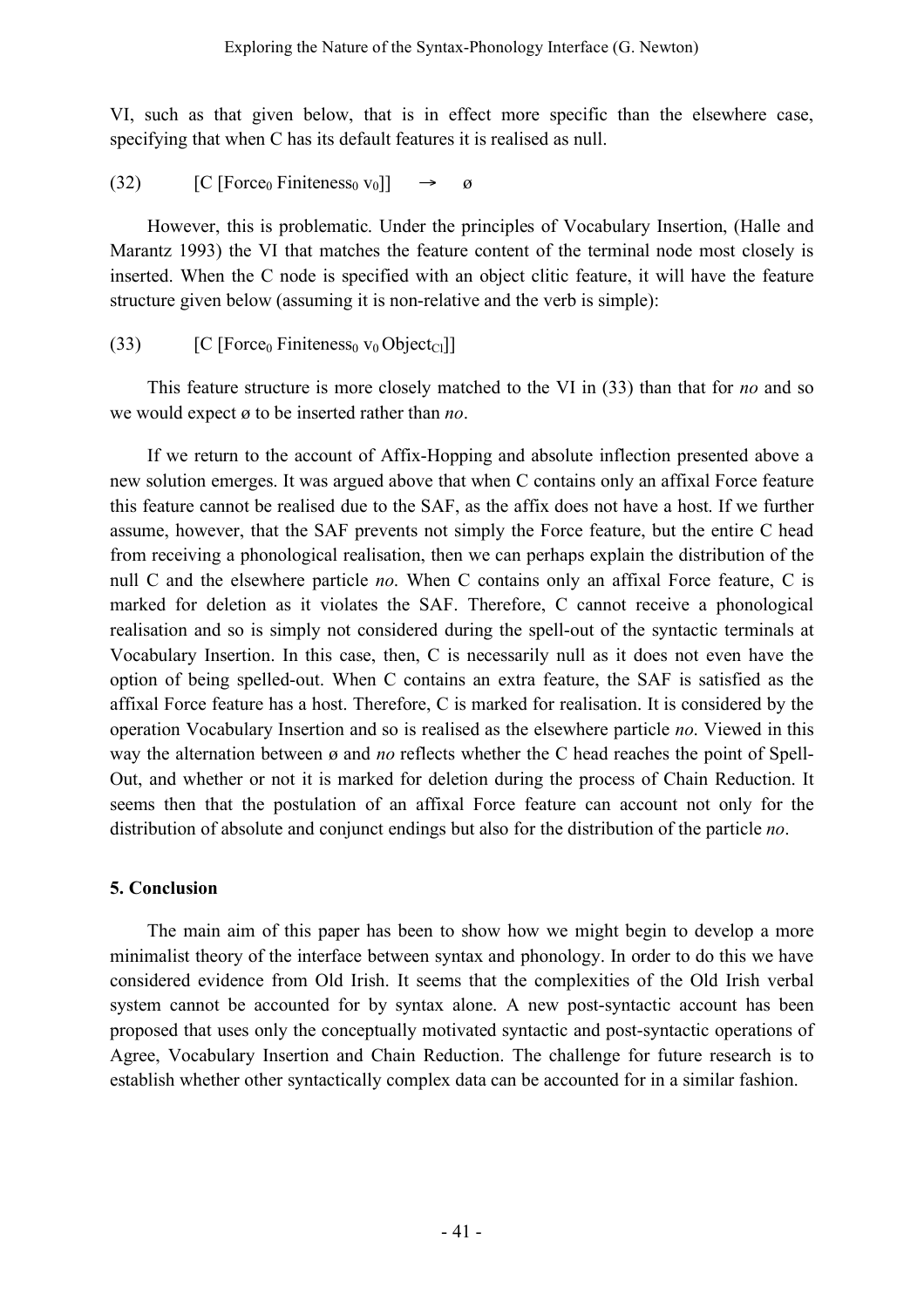VI, such as that given below, that is in effect more specific than the elsewhere case, specifying that when C has its default features it is realised as null.

(32) [C [$\text{Force}_0$ $\text{Finiteness}_0$ $v_0$]] → ø

However, this is problematic. Under the principles of Vocabulary Insertion, (Halle and Marantz 1993) the VI that matches the feature content of the terminal node most closely is inserted. When the C node is specified with an object clitic feature, it will have the feature structure given below (assuming it is non-relative and the verb is simple):

(33) [C [$\text{Force}_0$ $\text{Finiteness}_0$ $v_0$ $\text{Object}_{\text{Cl}}$]]

This feature structure is more closely matched to the VI in (33) than that for *no* and so we would expect ø to be inserted rather than *no*.

If we return to the account of Affix-Hopping and absolute inflection presented above a new solution emerges. It was argued above that when C contains only an affixal Force feature this feature cannot be realised due to the SAF, as the affix does not have a host. If we further assume, however, that the SAF prevents not simply the Force feature, but the entire C head from receiving a phonological realisation, then we can perhaps explain the distribution of the null C and the elsewhere particle *no*. When C contains only an affixal Force feature, C is marked for deletion as it violates the SAF. Therefore, C cannot receive a phonological realisation and so is simply not considered during the spell-out of the syntactic terminals at Vocabulary Insertion. In this case, then, C is necessarily null as it does not even have the option of being spelled-out. When C contains an extra feature, the SAF is satisfied as the affixal Force feature has a host. Therefore, C is marked for realisation. It is considered by the operation Vocabulary Insertion and so is realised as the elsewhere particle *no*. Viewed in this way the alternation between ø and *no* reflects whether the C head reaches the point of Spell-Out, and whether or not it is marked for deletion during the process of Chain Reduction. It seems then that the postulation of an affixal Force feature can account not only for the distribution of absolute and conjunct endings but also for the distribution of the particle *no*.

## 5. Conclusion

The main aim of this paper has been to show how we might begin to develop a more minimalist theory of the interface between syntax and phonology. In order to do this we have considered evidence from Old Irish. It seems that the complexities of the Old Irish verbal system cannot be accounted for by syntax alone. A new post-syntactic account has been proposed that uses only the conceptually motivated syntactic and post-syntactic operations of Agree, Vocabulary Insertion and Chain Reduction. The challenge for future research is to establish whether other syntactically complex data can be accounted for in a similar fashion.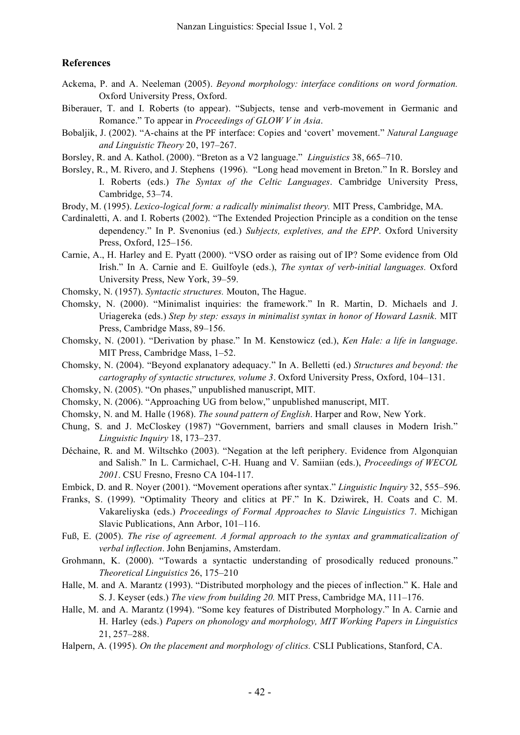## References

Ackema, P. and A. Neeleman (2005). *Beyond morphology: interface conditions on word formation.* Oxford University Press, Oxford.

Biberauer, T. and I. Roberts (to appear). "Subjects, tense and verb-movement in Germanic and Romance." To appear in *Proceedings of GLOW V in Asia*.

Bobaljik, J. (2002). "A-chains at the PF interface: Copies and 'covert' movement." *Natural Language and Linguistic Theory* 20, 197–267.

Borsley, R. and A. Kathol. (2000). "Breton as a V2 language." *Linguistics* 38, 665–710.

Borsley, R., M. Rivero, and J. Stephens (1996). "Long head movement in Breton." In R. Borsley and I. Roberts (eds.) *The Syntax of the Celtic Languages*. Cambridge University Press, Cambridge, 53–74.

Brody, M. (1995). *Lexico-logical form: a radically minimalist theory.* MIT Press, Cambridge, MA.

Cardinaletti, A. and I. Roberts (2002). "The Extended Projection Principle as a condition on the tense dependency." In P. Svenonius (ed.) *Subjects, expletives, and the EPP*. Oxford University Press, Oxford, 125–156.

Carnie, A., H. Harley and E. Pyatt (2000). "VSO order as raising out of IP? Some evidence from Old Irish." In A. Carnie and E. Guilfoyle (eds.), *The syntax of verb-initial languages.* Oxford University Press, New York, 39–59.

Chomsky, N. (1957). *Syntactic structures.* Mouton, The Hague.

Chomsky, N. (2000). "Minimalist inquiries: the framework." In R. Martin, D. Michaels and J. Uriagereka (eds.) *Step by step: essays in minimalist syntax in honor of Howard Lasnik*. MIT Press, Cambridge Mass, 89–156.

Chomsky, N. (2001). "Derivation by phase." In M. Kenstowicz (ed.), *Ken Hale: a life in language*. MIT Press, Cambridge Mass, 1–52.

Chomsky, N. (2004). "Beyond explanatory adequacy." In A. Belletti (ed.) *Structures and beyond: the cartography of syntactic structures, volume 3*. Oxford University Press, Oxford, 104–131.

Chomsky, N. (2005). "On phases," unpublished manuscript, MIT.

Chomsky, N. (2006). "Approaching UG from below," unpublished manuscript, MIT.

Chomsky, N. and M. Halle (1968). *The sound pattern of English*. Harper and Row, New York.

Chung, S. and J. McCloskey (1987) "Government, barriers and small clauses in Modern Irish." *Linguistic Inquiry* 18, 173–237.

Déchaine, R. and M. Wiltschko (2003). "Negation at the left periphery. Evidence from Algonquian and Salish." In L. Carmichael, C-H. Huang and V. Samiian (eds.), *Proceedings of WECOL 2001*. CSU Fresno, Fresno CA 104-117.

Embick, D. and R. Noyer (2001). "Movement operations after syntax." *Linguistic Inquiry* 32, 555–596.

Franks, S. (1999). "Optimality Theory and clitics at PF." In K. Dziwirek, H. Coats and C. M. Vakareliyska (eds.) *Proceedings of Formal Approaches to Slavic Linguistics* 7. Michigan Slavic Publications, Ann Arbor, 101–116.

Fuß, E. (2005). *The rise of agreement. A formal approach to the syntax and grammaticalization of verbal inflection*. John Benjamins, Amsterdam.

Grohmann, K. (2000). "Towards a syntactic understanding of prosodically reduced pronouns." *Theoretical Linguistics* 26, 175–210

Halle, M. and A. Marantz (1993). "Distributed morphology and the pieces of inflection." K. Hale and S. J. Keyser (eds.) *The view from building 20.* MIT Press, Cambridge MA, 111–176.

Halle, M. and A. Marantz (1994). "Some key features of Distributed Morphology." In A. Carnie and H. Harley (eds.) *Papers on phonology and morphology, MIT Working Papers in Linguistics* 21, 257–288.

Halpern, A. (1995). *On the placement and morphology of clitics.* CSLI Publications, Stanford, CA.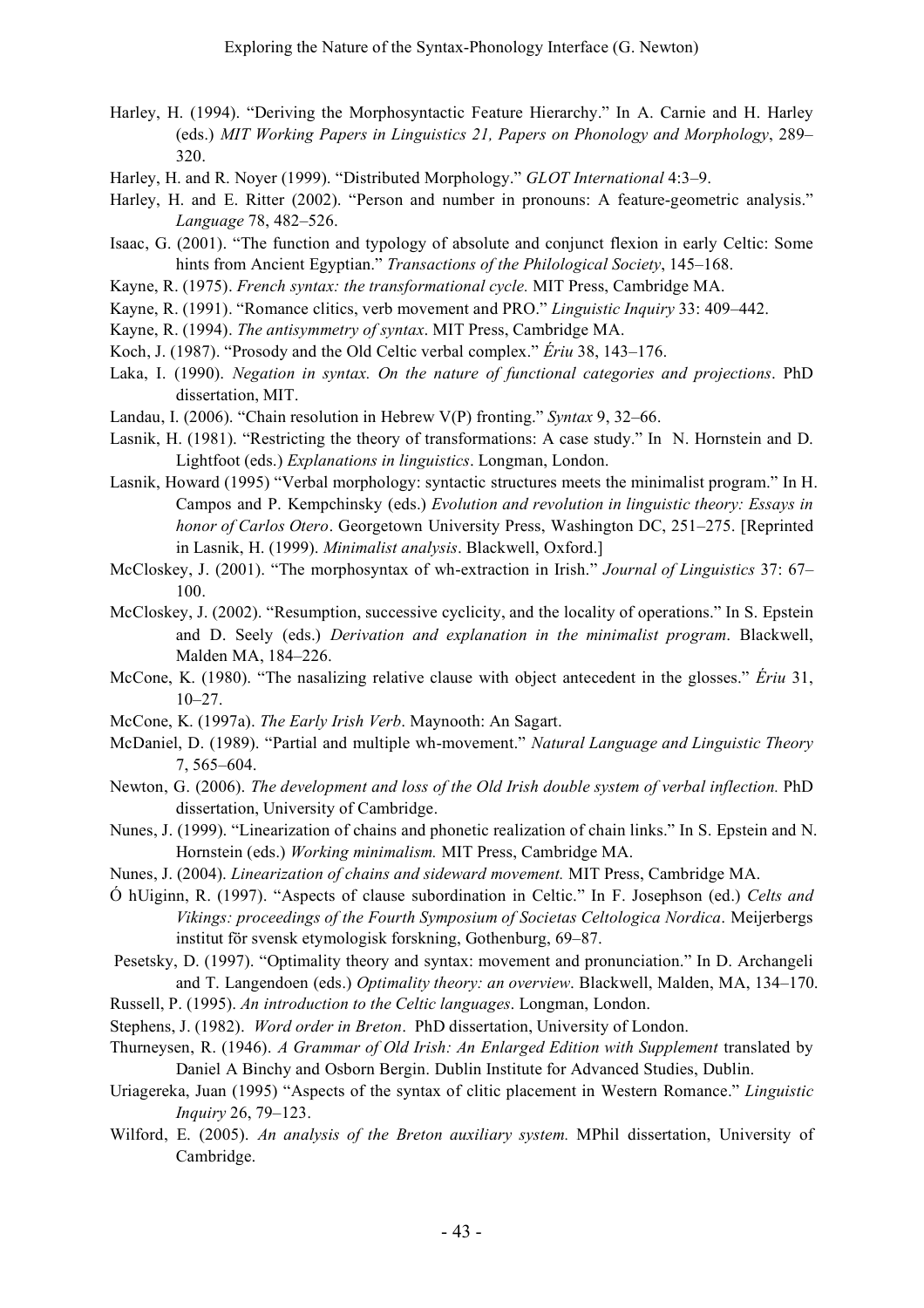Harley, H. (1994). "Deriving the Morphosyntactic Feature Hierarchy." In A. Carnie and H. Harley (eds.) *MIT Working Papers in Linguistics 21, Papers on Phonology and Morphology*, 289–320.

Harley, H. and R. Noyer (1999). "Distributed Morphology." *GLOT International* 4:3–9.

Harley, H. and E. Ritter (2002). "Person and number in pronouns: A feature-geometric analysis." *Language* 78, 482–526.

Isaac, G. (2001). "The function and typology of absolute and conjunct flexion in early Celtic: Some hints from Ancient Egyptian." *Transactions of the Philological Society*, 145–168.

Kayne, R. (1975). *French syntax: the transformational cycle.* MIT Press, Cambridge MA.

Kayne, R. (1991). "Romance clitics, verb movement and PRO." *Linguistic Inquiry* 33: 409–442.

Kayne, R. (1994). *The antisymmetry of syntax*. MIT Press, Cambridge MA.

Koch, J. (1987). "Prosody and the Old Celtic verbal complex." *Ériu* 38, 143–176.

Laka, I. (1990). *Negation in syntax. On the nature of functional categories and projections*. PhD dissertation, MIT.

Landau, I. (2006). "Chain resolution in Hebrew V(P) fronting." *Syntax* 9, 32–66.

Lasnik, H. (1981). "Restricting the theory of transformations: A case study." In N. Hornstein and D. Lightfoot (eds.) *Explanations in linguistics*. Longman, London.

Lasnik, Howard (1995) "Verbal morphology: syntactic structures meets the minimalist program." In H. Campos and P. Kempchinsky (eds.) *Evolution and revolution in linguistic theory: Essays in honor of Carlos Otero*. Georgetown University Press, Washington DC, 251–275. [Reprinted in Lasnik, H. (1999). *Minimalist analysis*. Blackwell, Oxford.]

McCloskey, J. (2001). "The morphosyntax of wh-extraction in Irish." *Journal of Linguistics* 37: 67–100.

McCloskey, J. (2002). "Resumption, successive cyclicity, and the locality of operations." In S. Epstein and D. Seely (eds.) *Derivation and explanation in the minimalist program*. Blackwell, Malden MA, 184–226.

McCone, K. (1980). "The nasalizing relative clause with object antecedent in the glosses." *Ériu* 31, 10–27.

McCone, K. (1997a). *The Early Irish Verb*. Maynooth: An Sagart.

McDaniel, D. (1989). "Partial and multiple wh-movement." *Natural Language and Linguistic Theory* 7, 565–604.

Newton, G. (2006). *The development and loss of the Old Irish double system of verbal inflection.* PhD dissertation, University of Cambridge.

Nunes, J. (1999). "Linearization of chains and phonetic realization of chain links." In S. Epstein and N. Hornstein (eds.) *Working minimalism.* MIT Press, Cambridge MA.

Nunes, J. (2004). *Linearization of chains and sideward movement.* MIT Press, Cambridge MA.

Ó hUiginn, R. (1997). "Aspects of clause subordination in Celtic." In F. Josephson (ed.) *Celts and Vikings: proceedings of the Fourth Symposium of Societas Celtologica Nordica*. Meijerbergs institut för svensk etymologisk forskning, Gothenburg, 69–87.

Pesetsky, D. (1997). "Optimality theory and syntax: movement and pronunciation." In D. Archangeli and T. Langendoen (eds.) *Optimality theory: an overview*. Blackwell, Malden, MA, 134–170.

Russell, P. (1995). *An introduction to the Celtic languages*. Longman, London.

Stephens, J. (1982). *Word order in Breton*. PhD dissertation, University of London.

Thurneysen, R. (1946). *A Grammar of Old Irish: An Enlarged Edition with Supplement* translated by Daniel A Binchy and Osborn Bergin. Dublin Institute for Advanced Studies, Dublin.

Uriagereka, Juan (1995) "Aspects of the syntax of clitic placement in Western Romance." *Linguistic Inquiry* 26, 79–123.

Wilford, E. (2005). *An analysis of the Breton auxiliary system.* MPhil dissertation, University of Cambridge.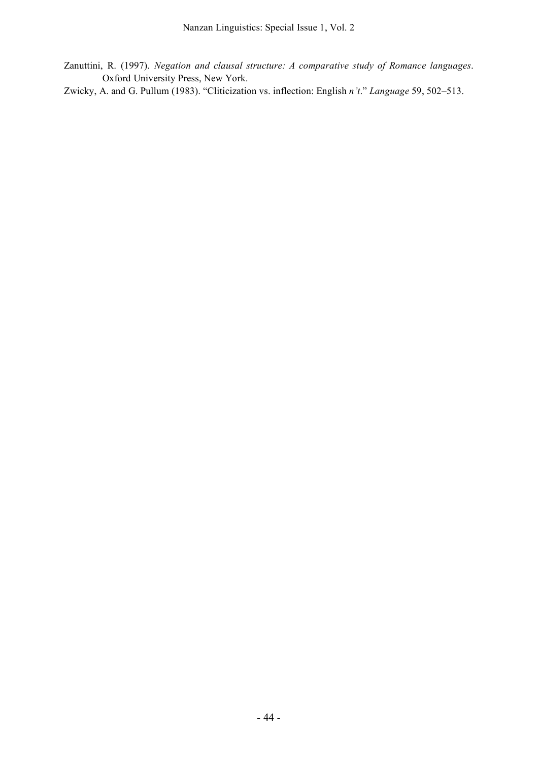Zanuttini, R. (1997). *Negation and clausal structure: A comparative study of Romance languages*. Oxford University Press, New York.

Zwicky, A. and G. Pullum (1983). "Cliticization vs. inflection: English *n't*." *Language* 59, 502–513.